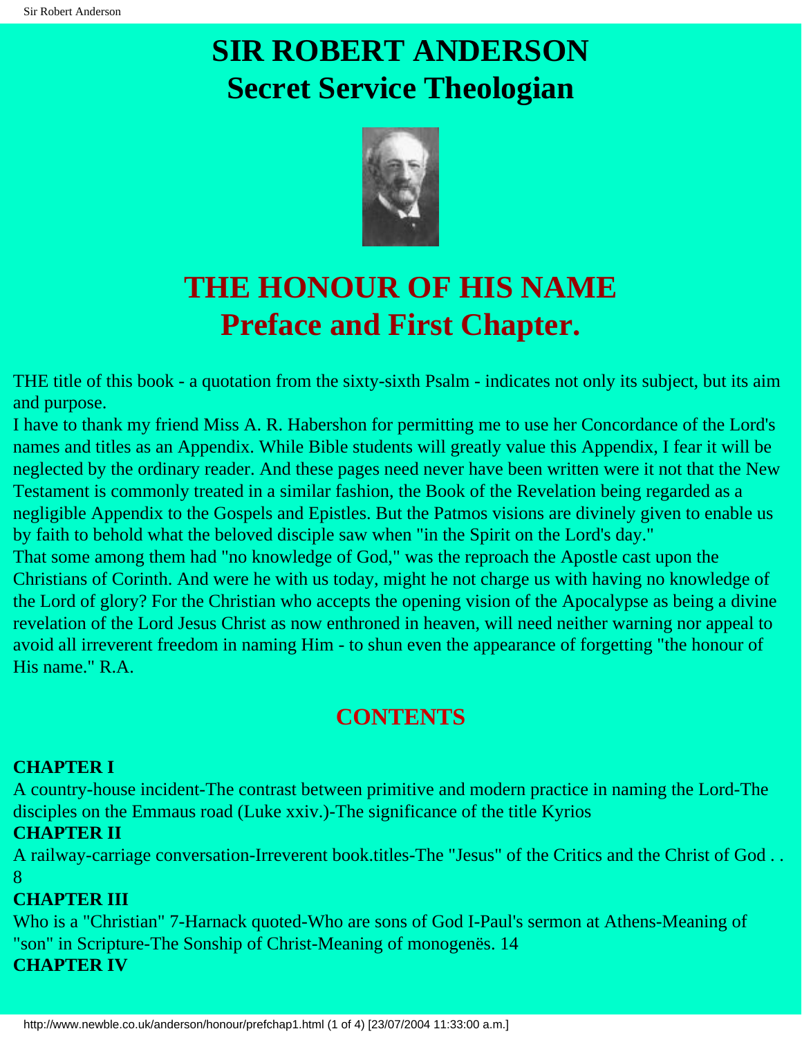# SIR ROBERT ANDERSON
# Secret Service Theologian

## THE HONOUR OF HIS NAME
## Preface and First Chapter.

THE title of this book - a quotation from the sixty-sixth Psalm - indicates not only its subject, but its aim and purpose.

I have to thank my friend Miss A. R. Habershon for permitting me to use her Concordance of the Lord's names and titles as an Appendix. While Bible students will greatly value this Appendix, I fear it will be neglected by the ordinary reader. And these pages need never have been written were it not that the New Testament is commonly treated in a similar fashion, the Book of the Revelation being regarded as a negligible Appendix to the Gospels and Epistles. But the Patmos visions are divinely given to enable us by faith to behold what the beloved disciple saw when "in the Spirit on the Lord's day."

That some among them had "no knowledge of God," was the reproach the Apostle cast upon the Christians of Corinth. And were he with us today, might he not charge us with having no knowledge of the Lord of glory? For the Christian who accepts the opening vision of the Apocalypse as being a divine revelation of the Lord Jesus Christ as now enthroned in heaven, will need neither warning nor appeal to avoid all irreverent freedom in naming Him - to shun even the appearance of forgetting "the honour of His name." R.A.

## CONTENTS

**CHAPTER I**

A country-house incident-The contrast between primitive and modern practice in naming the Lord-The disciples on the Emmaus road (Luke xxiv.)-The significance of the title Kyrios

**CHAPTER II**

A railway-carriage conversation-Irreverent book.titles-The "Jesus" of the Critics and the Christ of God . . 8

**CHAPTER III**

Who is a "Christian" 7-Harnack quoted-Who are sons of God I-Paul's sermon at Athens-Meaning of "son" in Scripture-The Sonship of Christ-Meaning of monogenës. 14

**CHAPTER IV**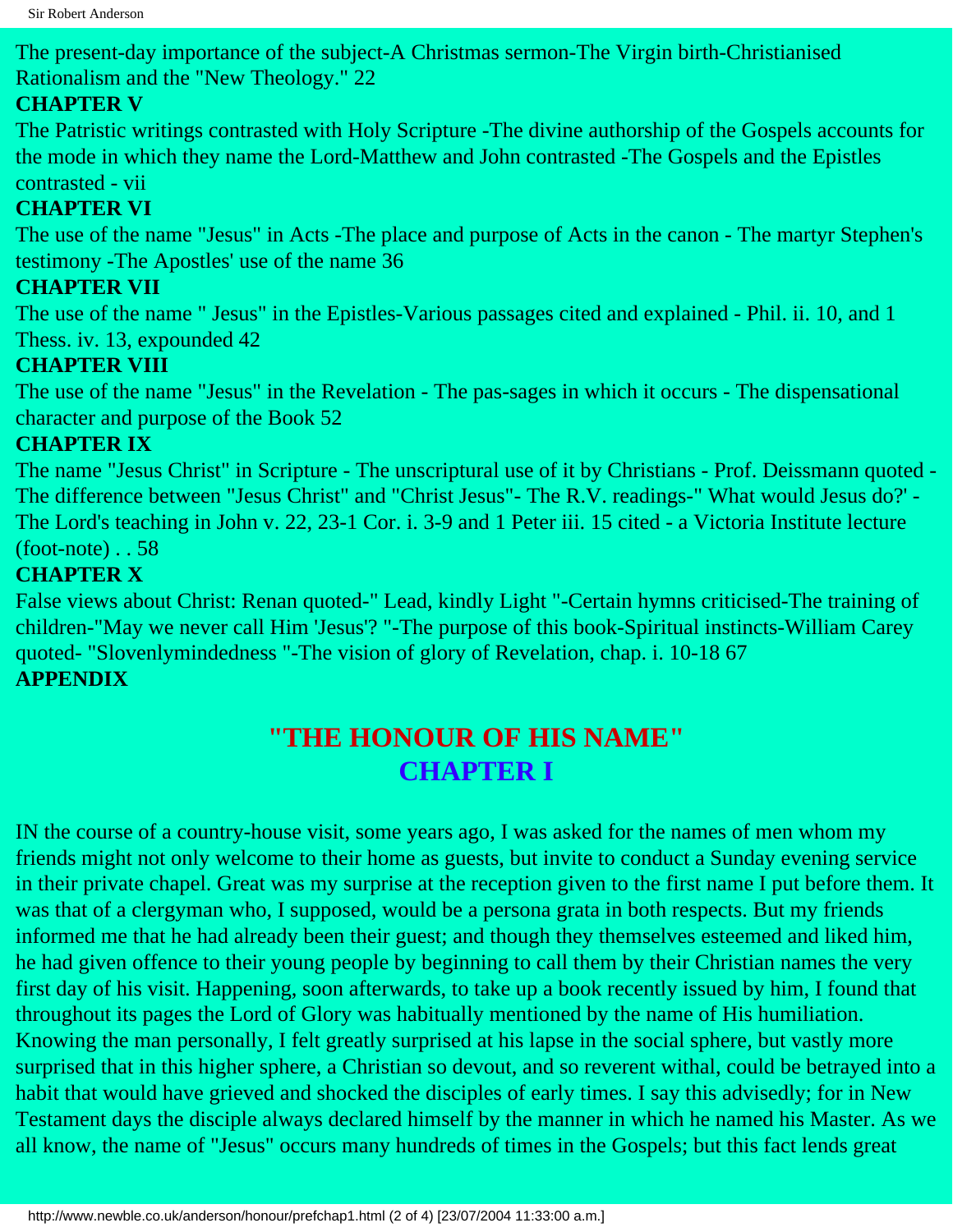The present-day importance of the subject-A Christmas sermon-The Virgin birth-Christianised Rationalism and the "New Theology." 22

**CHAPTER V**

The Patristic writings contrasted with Holy Scripture -The divine authorship of the Gospels accounts for the mode in which they name the Lord-Matthew and John contrasted -The Gospels and the Epistles contrasted - vii

**CHAPTER VI**

The use of the name "Jesus" in Acts -The place and purpose of Acts in the canon - The martyr Stephen's testimony -The Apostles' use of the name 36

**CHAPTER VII**

The use of the name " Jesus" in the Epistles-Various passages cited and explained - Phil. ii. 10, and 1 Thess. iv. 13, expounded 42

**CHAPTER VIII**

The use of the name "Jesus" in the Revelation - The pas-sages in which it occurs - The dispensational character and purpose of the Book 52

**CHAPTER IX**

The name "Jesus Christ" in Scripture - The unscriptural use of it by Christians - Prof. Deissmann quoted - The difference between "Jesus Christ" and "Christ Jesus"- The R.V. readings-" What would Jesus do?' - The Lord's teaching in John v. 22, 23-1 Cor. i. 3-9 and 1 Peter iii. 15 cited - a Victoria Institute lecture (foot-note) . . 58

**CHAPTER X**

False views about Christ: Renan quoted-" Lead, kindly Light "-Certain hymns criticised-The training of children-"May we never call Him 'Jesus'? "-The purpose of this book-Spiritual instincts-William Carey quoted- "Slovenlymindedness "-The vision of glory of Revelation, chap. i. 10-18 67

**APPENDIX**

# "THE HONOUR OF HIS NAME"

## CHAPTER I

IN the course of a country-house visit, some years ago, I was asked for the names of men whom my friends might not only welcome to their home as guests, but invite to conduct a Sunday evening service in their private chapel. Great was my surprise at the reception given to the first name I put before them. It was that of a clergyman who, I supposed, would be a persona grata in both respects. But my friends informed me that he had already been their guest; and though they themselves esteemed and liked him, he had given offence to their young people by beginning to call them by their Christian names the very first day of his visit. Happening, soon afterwards, to take up a book recently issued by him, I found that throughout its pages the Lord of Glory was habitually mentioned by the name of His humiliation. Knowing the man personally, I felt greatly surprised at his lapse in the social sphere, but vastly more surprised that in this higher sphere, a Christian so devout, and so reverent withal, could be betrayed into a habit that would have grieved and shocked the disciples of early times. I say this advisedly; for in New Testament days the disciple always declared himself by the manner in which he named his Master. As we all know, the name of "Jesus" occurs many hundreds of times in the Gospels; but this fact lends great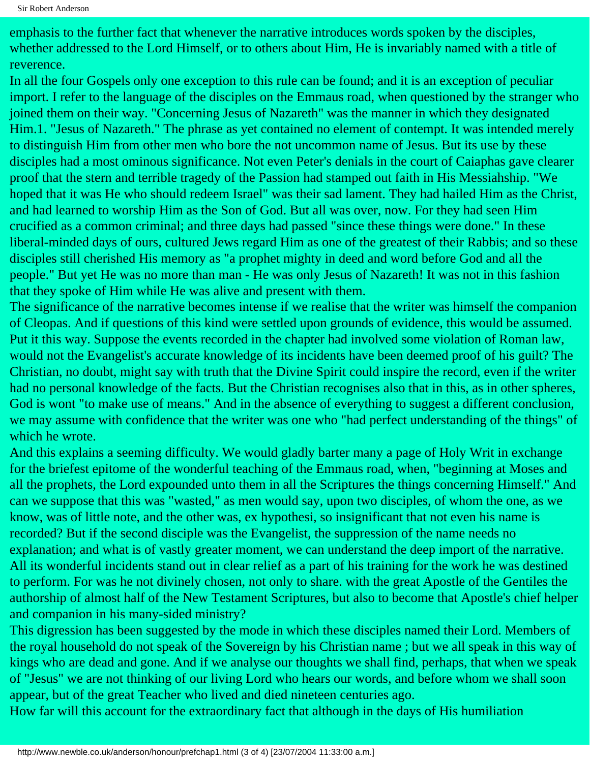emphasis to the further fact that whenever the narrative introduces words spoken by the disciples, whether addressed to the Lord Himself, or to others about Him, He is invariably named with a title of reverence.

In all the four Gospels only one exception to this rule can be found; and it is an exception of peculiar import. I refer to the language of the disciples on the Emmaus road, when questioned by the stranger who joined them on their way. "Concerning Jesus of Nazareth" was the manner in which they designated Him.1. "Jesus of Nazareth." The phrase as yet contained no element of contempt. It was intended merely to distinguish Him from other men who bore the not uncommon name of Jesus. But its use by these disciples had a most ominous significance. Not even Peter's denials in the court of Caiaphas gave clearer proof that the stern and terrible tragedy of the Passion had stamped out faith in His Messiahship. "We hoped that it was He who should redeem Israel" was their sad lament. They had hailed Him as the Christ, and had learned to worship Him as the Son of God. But all was over, now. For they had seen Him crucified as a common criminal; and three days had passed "since these things were done." In these liberal-minded days of ours, cultured Jews regard Him as one of the greatest of their Rabbis; and so these disciples still cherished His memory as "a prophet mighty in deed and word before God and all the people." But yet He was no more than man - He was only Jesus of Nazareth! It was not in this fashion that they spoke of Him while He was alive and present with them.

The significance of the narrative becomes intense if we realise that the writer was himself the companion of Cleopas. And if questions of this kind were settled upon grounds of evidence, this would be assumed. Put it this way. Suppose the events recorded in the chapter had involved some violation of Roman law, would not the Evangelist's accurate knowledge of its incidents have been deemed proof of his guilt? The Christian, no doubt, might say with truth that the Divine Spirit could inspire the record, even if the writer had no personal knowledge of the facts. But the Christian recognises also that in this, as in other spheres, God is wont "to make use of means." And in the absence of everything to suggest a different conclusion, we may assume with confidence that the writer was one who "had perfect understanding of the things" of which he wrote.

And this explains a seeming difficulty. We would gladly barter many a page of Holy Writ in exchange for the briefest epitome of the wonderful teaching of the Emmaus road, when, "beginning at Moses and all the prophets, the Lord expounded unto them in all the Scriptures the things concerning Himself." And can we suppose that this was "wasted," as men would say, upon two disciples, of whom the one, as we know, was of little note, and the other was, ex hypothesi, so insignificant that not even his name is recorded? But if the second disciple was the Evangelist, the suppression of the name needs no explanation; and what is of vastly greater moment, we can understand the deep import of the narrative. All its wonderful incidents stand out in clear relief as a part of his training for the work he was destined to perform. For was he not divinely chosen, not only to share. with the great Apostle of the Gentiles the authorship of almost half of the New Testament Scriptures, but also to become that Apostle's chief helper and companion in his many-sided ministry?

This digression has been suggested by the mode in which these disciples named their Lord. Members of the royal household do not speak of the Sovereign by his Christian name ; but we all speak in this way of kings who are dead and gone. And if we analyse our thoughts we shall find, perhaps, that when we speak of "Jesus" we are not thinking of our living Lord who hears our words, and before whom we shall soon appear, but of the great Teacher who lived and died nineteen centuries ago.

How far will this account for the extraordinary fact that although in the days of His humiliation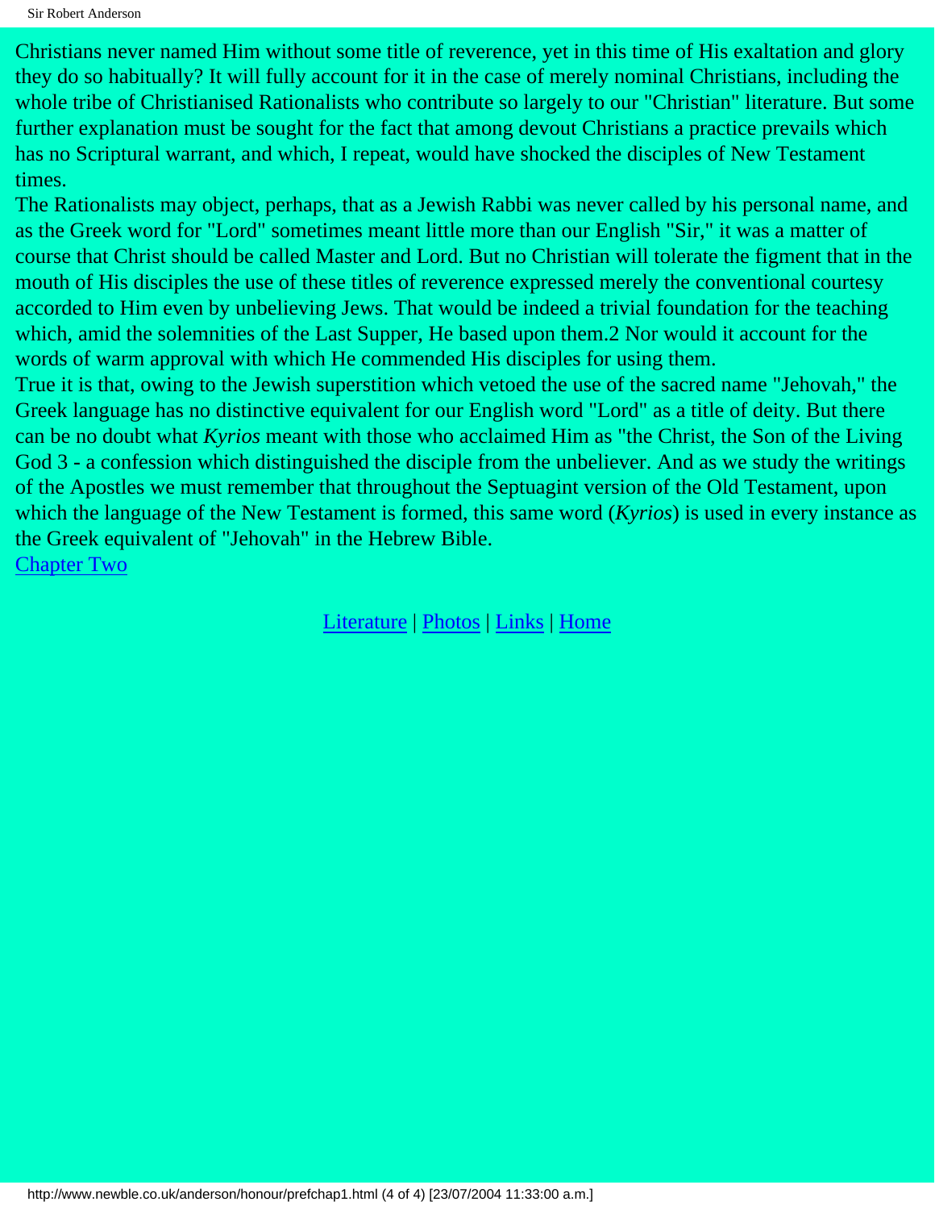Christians never named Him without some title of reverence, yet in this time of His exaltation and glory they do so habitually? It will fully account for it in the case of merely nominal Christians, including the whole tribe of Christianised Rationalists who contribute so largely to our "Christian" literature. But some further explanation must be sought for the fact that among devout Christians a practice prevails which has no Scriptural warrant, and which, I repeat, would have shocked the disciples of New Testament times.

The Rationalists may object, perhaps, that as a Jewish Rabbi was never called by his personal name, and as the Greek word for "Lord" sometimes meant little more than our English "Sir," it was a matter of course that Christ should be called Master and Lord. But no Christian will tolerate the figment that in the mouth of His disciples the use of these titles of reverence expressed merely the conventional courtesy accorded to Him even by unbelieving Jews. That would be indeed a trivial foundation for the teaching which, amid the solemnities of the Last Supper, He based upon them.2 Nor would it account for the words of warm approval with which He commended His disciples for using them.

True it is that, owing to the Jewish superstition which vetoed the use of the sacred name "Jehovah," the Greek language has no distinctive equivalent for our English word "Lord" as a title of deity. But there can be no doubt what *Kyrios* meant with those who acclaimed Him as "the Christ, the Son of the Living God 3 - a confession which distinguished the disciple from the unbeliever. And as we study the writings of the Apostles we must remember that throughout the Septuagint version of the Old Testament, upon which the language of the New Testament is formed, this same word (*Kyrios*) is used in every instance as the Greek equivalent of "Jehovah" in the Hebrew Bible.

Chapter Two

Literature | Photos | Links | Home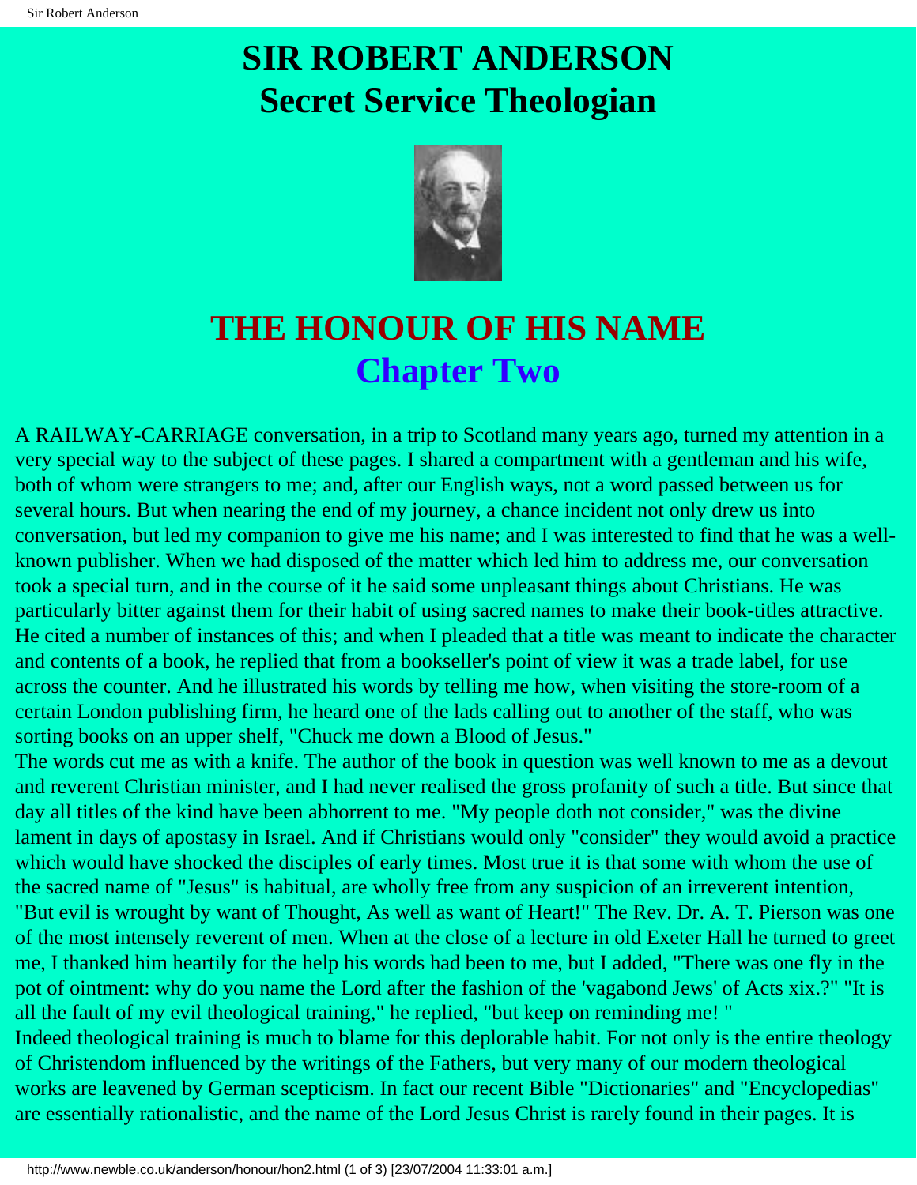# SIR ROBERT ANDERSON
# Secret Service Theologian

## THE HONOUR OF HIS NAME
## Chapter Two

A RAILWAY-CARRIAGE conversation, in a trip to Scotland many years ago, turned my attention in a very special way to the subject of these pages. I shared a compartment with a gentleman and his wife, both of whom were strangers to me; and, after our English ways, not a word passed between us for several hours. But when nearing the end of my journey, a chance incident not only drew us into conversation, but led my companion to give me his name; and I was interested to find that he was a well-known publisher. When we had disposed of the matter which led him to address me, our conversation took a special turn, and in the course of it he said some unpleasant things about Christians. He was particularly bitter against them for their habit of using sacred names to make their book-titles attractive. He cited a number of instances of this; and when I pleaded that a title was meant to indicate the character and contents of a book, he replied that from a bookseller's point of view it was a trade label, for use across the counter. And he illustrated his words by telling me how, when visiting the store-room of a certain London publishing firm, he heard one of the lads calling out to another of the staff, who was sorting books on an upper shelf, "Chuck me down a Blood of Jesus."

The words cut me as with a knife. The author of the book in question was well known to me as a devout and reverent Christian minister, and I had never realised the gross profanity of such a title. But since that day all titles of the kind have been abhorrent to me. "My people doth not consider," was the divine lament in days of apostasy in Israel. And if Christians would only "consider" they would avoid a practice which would have shocked the disciples of early times. Most true it is that some with whom the use of the sacred name of "Jesus" is habitual, are wholly free from any suspicion of an irreverent intention, "But evil is wrought by want of Thought, As well as want of Heart!" The Rev. Dr. A. T. Pierson was one of the most intensely reverent of men. When at the close of a lecture in old Exeter Hall he turned to greet me, I thanked him heartily for the help his words had been to me, but I added, "There was one fly in the pot of ointment: why do you name the Lord after the fashion of the 'vagabond Jews' of Acts xix.?" "It is all the fault of my evil theological training," he replied, "but keep on reminding me! "

Indeed theological training is much to blame for this deplorable habit. For not only is the entire theology of Christendom influenced by the writings of the Fathers, but very many of our modern theological works are leavened by German scepticism. In fact our recent Bible "Dictionaries" and "Encyclopedias" are essentially rationalistic, and the name of the Lord Jesus Christ is rarely found in their pages. It is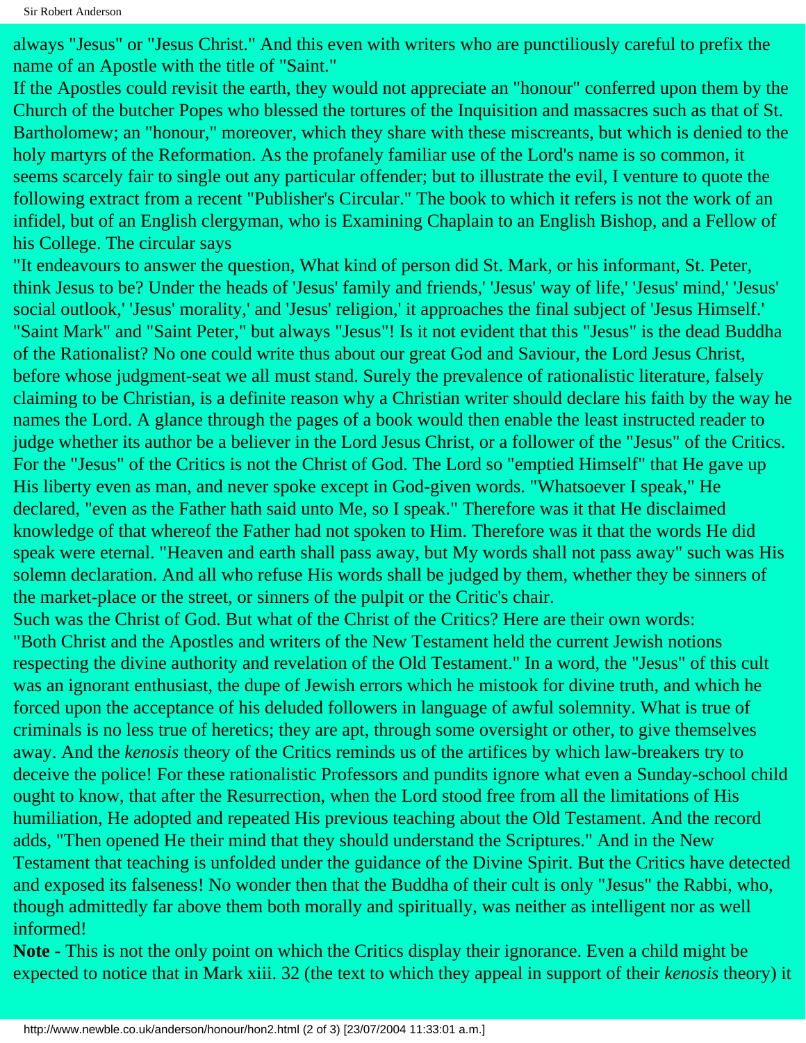always "Jesus" or "Jesus Christ." And this even with writers who are punctiliously careful to prefix the name of an Apostle with the title of "Saint."

If the Apostles could revisit the earth, they would not appreciate an "honour" conferred upon them by the Church of the butcher Popes who blessed the tortures of the Inquisition and massacres such as that of St. Bartholomew; an "honour," moreover, which they share with these miscreants, but which is denied to the holy martyrs of the Reformation. As the profanely familiar use of the Lord's name is so common, it seems scarcely fair to single out any particular offender; but to illustrate the evil, I venture to quote the following extract from a recent "Publisher's Circular." The book to which it refers is not the work of an infidel, but of an English clergyman, who is Examining Chaplain to an English Bishop, and a Fellow of his College. The circular says

"It endeavours to answer the question, What kind of person did St. Mark, or his informant, St. Peter, think Jesus to be? Under the heads of 'Jesus' family and friends,' 'Jesus' way of life,' 'Jesus' mind,' 'Jesus' social outlook,' 'Jesus' morality,' and 'Jesus' religion,' it approaches the final subject of 'Jesus Himself.' "Saint Mark" and "Saint Peter," but always "Jesus"! Is it not evident that this "Jesus" is the dead Buddha of the Rationalist? No one could write thus about our great God and Saviour, the Lord Jesus Christ, before whose judgment-seat we all must stand. Surely the prevalence of rationalistic literature, falsely claiming to be Christian, is a definite reason why a Christian writer should declare his faith by the way he names the Lord. A glance through the pages of a book would then enable the least instructed reader to judge whether its author be a believer in the Lord Jesus Christ, or a follower of the "Jesus" of the Critics. For the "Jesus" of the Critics is not the Christ of God. The Lord so "emptied Himself" that He gave up His liberty even as man, and never spoke except in God-given words. "Whatsoever I speak," He declared, "even as the Father hath said unto Me, so I speak." Therefore was it that He disclaimed knowledge of that whereof the Father had not spoken to Him. Therefore was it that the words He did speak were eternal. "Heaven and earth shall pass away, but My words shall not pass away" such was His solemn declaration. And all who refuse His words shall be judged by them, whether they be sinners of the market-place or the street, or sinners of the pulpit or the Critic's chair.

Such was the Christ of God. But what of the Christ of the Critics? Here are their own words: "Both Christ and the Apostles and writers of the New Testament held the current Jewish notions respecting the divine authority and revelation of the Old Testament." In a word, the "Jesus" of this cult was an ignorant enthusiast, the dupe of Jewish errors which he mistook for divine truth, and which he forced upon the acceptance of his deluded followers in language of awful solemnity. What is true of criminals is no less true of heretics; they are apt, through some oversight or other, to give themselves away. And the *kenosis* theory of the Critics reminds us of the artifices by which law-breakers try to deceive the police! For these rationalistic Professors and pundits ignore what even a Sunday-school child ought to know, that after the Resurrection, when the Lord stood free from all the limitations of His humiliation, He adopted and repeated His previous teaching about the Old Testament. And the record adds, "Then opened He their mind that they should understand the Scriptures." And in the New Testament that teaching is unfolded under the guidance of the Divine Spirit. But the Critics have detected and exposed its falseness! No wonder then that the Buddha of their cult is only "Jesus" the Rabbi, who, though admittedly far above them both morally and spiritually, was neither as intelligent nor as well informed!

**Note -** This is not the only point on which the Critics display their ignorance. Even a child might be expected to notice that in Mark xiii. 32 (the text to which they appeal in support of their *kenosis* theory) it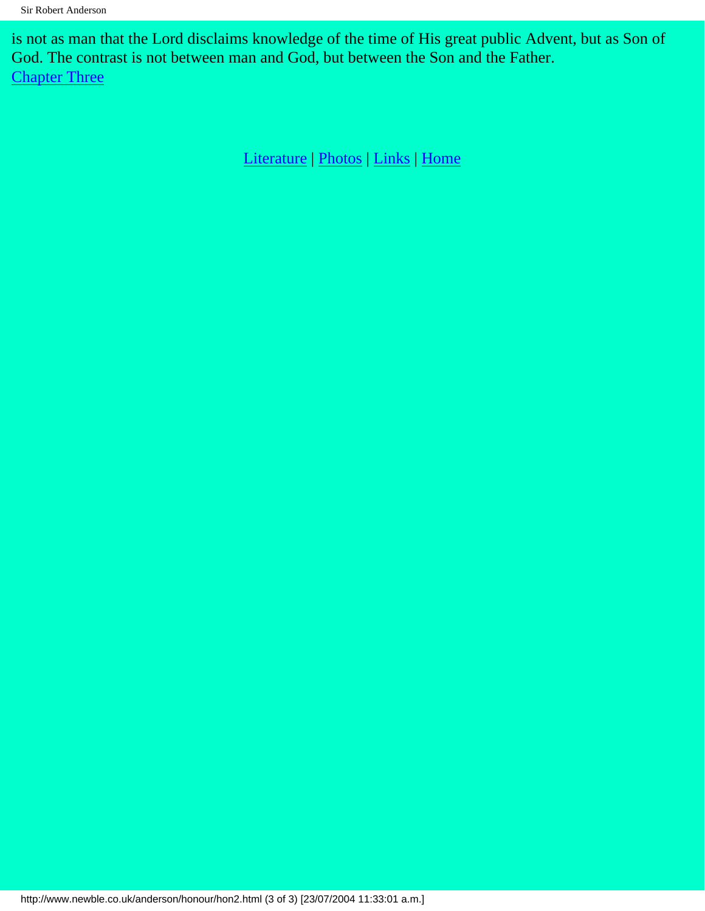is not as man that the Lord disclaims knowledge of the time of His great public Advent, but as Son of God. The contrast is not between man and God, but between the Son and the Father.
Chapter Three

Literature | Photos | Links | Home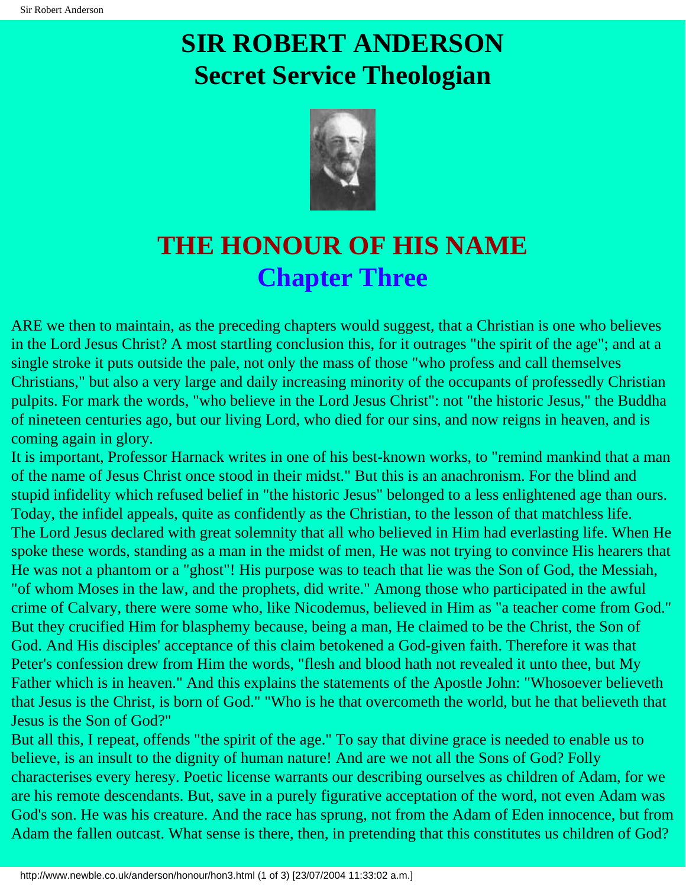# SIR ROBERT ANDERSON
# Secret Service Theologian

## THE HONOUR OF HIS NAME
### Chapter Three

ARE we then to maintain, as the preceding chapters would suggest, that a Christian is one who believes in the Lord Jesus Christ? A most startling conclusion this, for it outrages "the spirit of the age"; and at a single stroke it puts outside the pale, not only the mass of those "who profess and call themselves Christians," but also a very large and daily increasing minority of the occupants of professedly Christian pulpits. For mark the words, "who believe in the Lord Jesus Christ": not "the historic Jesus," the Buddha of nineteen centuries ago, but our living Lord, who died for our sins, and now reigns in heaven, and is coming again in glory.

It is important, Professor Harnack writes in one of his best-known works, to "remind mankind that a man of the name of Jesus Christ once stood in their midst." But this is an anachronism. For the blind and stupid infidelity which refused belief in "the historic Jesus" belonged to a less enlightened age than ours. Today, the infidel appeals, quite as confidently as the Christian, to the lesson of that matchless life.

The Lord Jesus declared with great solemnity that all who believed in Him had everlasting life. When He spoke these words, standing as a man in the midst of men, He was not trying to convince His hearers that He was not a phantom or a "ghost"! His purpose was to teach that lie was the Son of God, the Messiah, "of whom Moses in the law, and the prophets, did write." Among those who participated in the awful crime of Calvary, there were some who, like Nicodemus, believed in Him as "a teacher come from God." But they crucified Him for blasphemy because, being a man, He claimed to be the Christ, the Son of God. And His disciples' acceptance of this claim betokened a God-given faith. Therefore it was that Peter's confession drew from Him the words, "flesh and blood hath not revealed it unto thee, but My Father which is in heaven." And this explains the statements of the Apostle John: "Whosoever believeth that Jesus is the Christ, is born of God." "Who is he that overcometh the world, but he that believeth that Jesus is the Son of God?"

But all this, I repeat, offends "the spirit of the age." To say that divine grace is needed to enable us to believe, is an insult to the dignity of human nature! And are we not all the Sons of God? Folly characterises every heresy. Poetic license warrants our describing ourselves as children of Adam, for we are his remote descendants. But, save in a purely figurative acceptation of the word, not even Adam was God's son. He was his creature. And the race has sprung, not from the Adam of Eden innocence, but from Adam the fallen outcast. What sense is there, then, in pretending that this constitutes us children of God?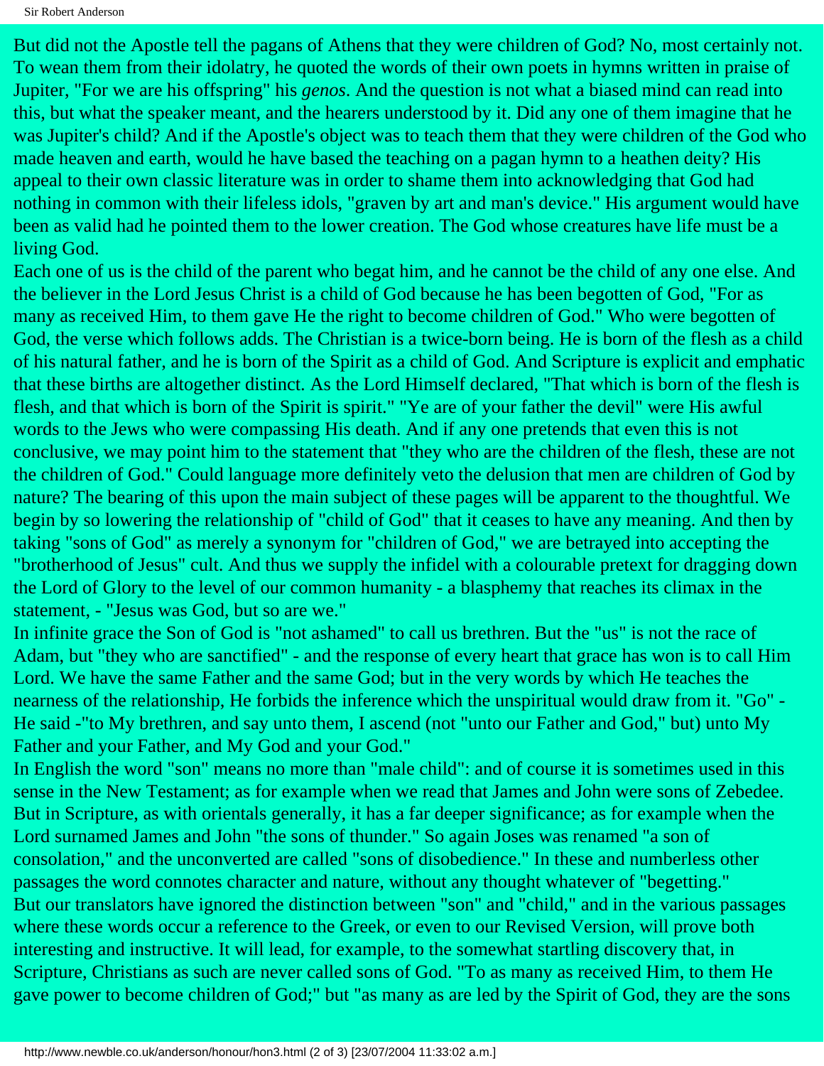But did not the Apostle tell the pagans of Athens that they were children of God? No, most certainly not. To wean them from their idolatry, he quoted the words of their own poets in hymns written in praise of Jupiter, "For we are his offspring" his *genos*. And the question is not what a biased mind can read into this, but what the speaker meant, and the hearers understood by it. Did any one of them imagine that he was Jupiter's child? And if the Apostle's object was to teach them that they were children of the God who made heaven and earth, would he have based the teaching on a pagan hymn to a heathen deity? His appeal to their own classic literature was in order to shame them into acknowledging that God had nothing in common with their lifeless idols, "graven by art and man's device." His argument would have been as valid had he pointed them to the lower creation. The God whose creatures have life must be a living God.

Each one of us is the child of the parent who begat him, and he cannot be the child of any one else. And the believer in the Lord Jesus Christ is a child of God because he has been begotten of God, "For as many as received Him, to them gave He the right to become children of God." Who were begotten of God, the verse which follows adds. The Christian is a twice-born being. He is born of the flesh as a child of his natural father, and he is born of the Spirit as a child of God. And Scripture is explicit and emphatic that these births are altogether distinct. As the Lord Himself declared, "That which is born of the flesh is flesh, and that which is born of the Spirit is spirit." "Ye are of your father the devil" were His awful words to the Jews who were compassing His death. And if any one pretends that even this is not conclusive, we may point him to the statement that "they who are the children of the flesh, these are not the children of God." Could language more definitely veto the delusion that men are children of God by nature? The bearing of this upon the main subject of these pages will be apparent to the thoughtful. We begin by so lowering the relationship of "child of God" that it ceases to have any meaning. And then by taking "sons of God" as merely a synonym for "children of God," we are betrayed into accepting the "brotherhood of Jesus" cult. And thus we supply the infidel with a colourable pretext for dragging down the Lord of Glory to the level of our common humanity - a blasphemy that reaches its climax in the statement, - "Jesus was God, but so are we."

In infinite grace the Son of God is "not ashamed" to call us brethren. But the "us" is not the race of Adam, but "they who are sanctified" - and the response of every heart that grace has won is to call Him Lord. We have the same Father and the same God; but in the very words by which He teaches the nearness of the relationship, He forbids the inference which the unspiritual would draw from it. "Go" - He said -"to My brethren, and say unto them, I ascend (not "unto our Father and God," but) unto My Father and your Father, and My God and your God."

In English the word "son" means no more than "male child": and of course it is sometimes used in this sense in the New Testament; as for example when we read that James and John were sons of Zebedee. But in Scripture, as with orientals generally, it has a far deeper significance; as for example when the Lord surnamed James and John "the sons of thunder." So again Joses was renamed "a son of consolation," and the unconverted are called "sons of disobedience." In these and numberless other passages the word connotes character and nature, without any thought whatever of "begetting."

But our translators have ignored the distinction between "son" and "child," and in the various passages where these words occur a reference to the Greek, or even to our Revised Version, will prove both interesting and instructive. It will lead, for example, to the somewhat startling discovery that, in Scripture, Christians as such are never called sons of God. "To as many as received Him, to them He gave power to become children of God;" but "as many as are led by the Spirit of God, they are the sons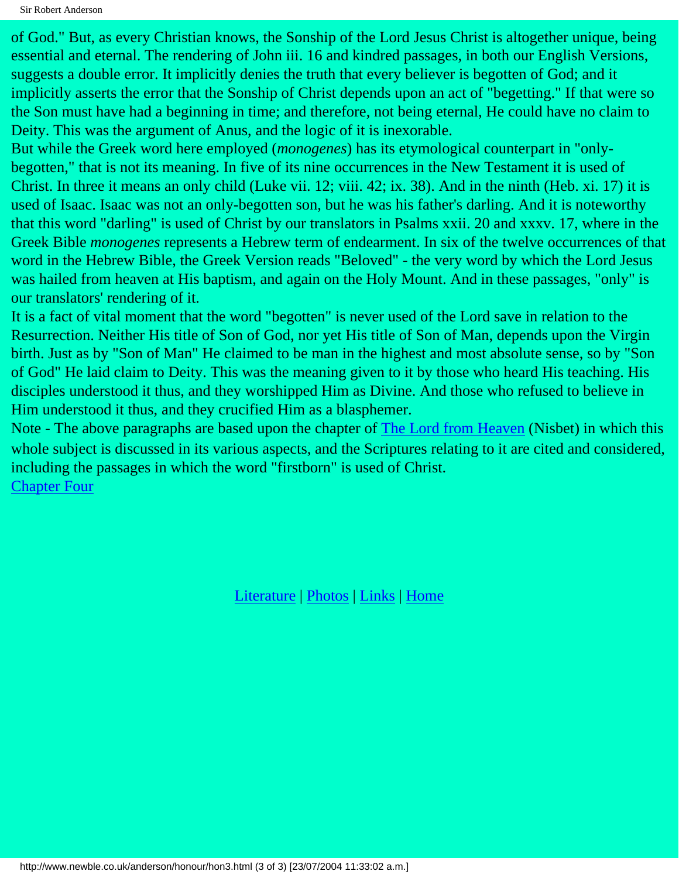of God." But, as every Christian knows, the Sonship of the Lord Jesus Christ is altogether unique, being essential and eternal. The rendering of John iii. 16 and kindred passages, in both our English Versions, suggests a double error. It implicitly denies the truth that every believer is begotten of God; and it implicitly asserts the error that the Sonship of Christ depends upon an act of "begetting." If that were so the Son must have had a beginning in time; and therefore, not being eternal, He could have no claim to Deity. This was the argument of Anus, and the logic of it is inexorable.

But while the Greek word here employed (*monogenes*) has its etymological counterpart in "only-begotten," that is not its meaning. In five of its nine occurrences in the New Testament it is used of Christ. In three it means an only child (Luke vii. 12; viii. 42; ix. 38). And in the ninth (Heb. xi. 17) it is used of Isaac. Isaac was not an only-begotten son, but he was his father's darling. And it is noteworthy that this word "darling" is used of Christ by our translators in Psalms xxii. 20 and xxxv. 17, where in the Greek Bible *monogenes* represents a Hebrew term of endearment. In six of the twelve occurrences of that word in the Hebrew Bible, the Greek Version reads "Beloved" - the very word by which the Lord Jesus was hailed from heaven at His baptism, and again on the Holy Mount. And in these passages, "only" is our translators' rendering of it.

It is a fact of vital moment that the word "begotten" is never used of the Lord save in relation to the Resurrection. Neither His title of Son of God, nor yet His title of Son of Man, depends upon the Virgin birth. Just as by "Son of Man" He claimed to be man in the highest and most absolute sense, so by "Son of God" He laid claim to Deity. This was the meaning given to it by those who heard His teaching. His disciples understood it thus, and they worshipped Him as Divine. And those who refused to believe in Him understood it thus, and they crucified Him as a blasphemer.

Note - The above paragraphs are based upon the chapter of The Lord from Heaven (Nisbet) in which this whole subject is discussed in its various aspects, and the Scriptures relating to it are cited and considered, including the passages in which the word "firstborn" is used of Christ.

Chapter Four

Literature | Photos | Links | Home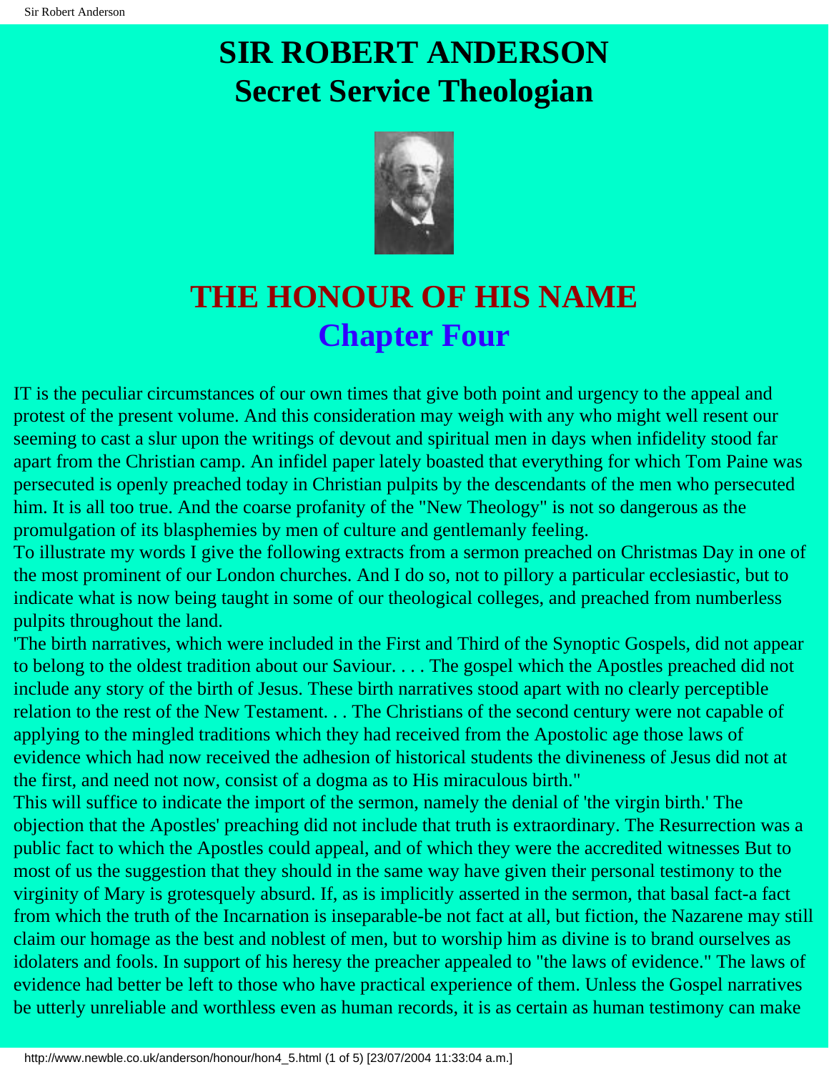# SIR ROBERT ANDERSON
# Secret Service Theologian

## THE HONOUR OF HIS NAME
### Chapter Four

IT is the peculiar circumstances of our own times that give both point and urgency to the appeal and protest of the present volume. And this consideration may weigh with any who might well resent our seeming to cast a slur upon the writings of devout and spiritual men in days when infidelity stood far apart from the Christian camp. An infidel paper lately boasted that everything for which Tom Paine was persecuted is openly preached today in Christian pulpits by the descendants of the men who persecuted him. It is all too true. And the coarse profanity of the "New Theology" is not so dangerous as the promulgation of its blasphemies by men of culture and gentlemanly feeling.

To illustrate my words I give the following extracts from a sermon preached on Christmas Day in one of the most prominent of our London churches. And I do so, not to pillory a particular ecclesiastic, but to indicate what is now being taught in some of our theological colleges, and preached from numberless pulpits throughout the land.

'The birth narratives, which were included in the First and Third of the Synoptic Gospels, did not appear to belong to the oldest tradition about our Saviour. . . . The gospel which the Apostles preached did not include any story of the birth of Jesus. These birth narratives stood apart with no clearly perceptible relation to the rest of the New Testament. . . The Christians of the second century were not capable of applying to the mingled traditions which they had received from the Apostolic age those laws of evidence which had now received the adhesion of historical students the divineness of Jesus did not at the first, and need not now, consist of a dogma as to His miraculous birth."

This will suffice to indicate the import of the sermon, namely the denial of 'the virgin birth.' The objection that the Apostles' preaching did not include that truth is extraordinary. The Resurrection was a public fact to which the Apostles could appeal, and of which they were the accredited witnesses But to most of us the suggestion that they should in the same way have given their personal testimony to the virginity of Mary is grotesquely absurd. If, as is implicitly asserted in the sermon, that basal fact-a fact from which the truth of the Incarnation is inseparable-be not fact at all, but fiction, the Nazarene may still claim our homage as the best and noblest of men, but to worship him as divine is to brand ourselves as idolaters and fools. In support of his heresy the preacher appealed to "the laws of evidence." The laws of evidence had better be left to those who have practical experience of them. Unless the Gospel narratives be utterly unreliable and worthless even as human records, it is as certain as human testimony can make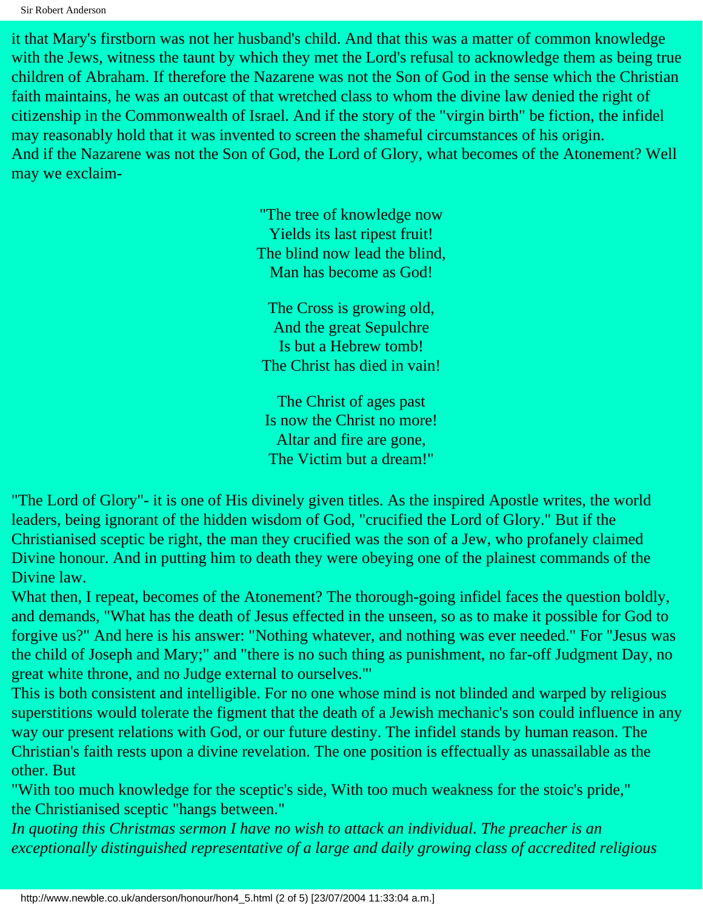it that Mary's firstborn was not her husband's child. And that this was a matter of common knowledge with the Jews, witness the taunt by which they met the Lord's refusal to acknowledge them as being true children of Abraham. If therefore the Nazarene was not the Son of God in the sense which the Christian faith maintains, he was an outcast of that wretched class to whom the divine law denied the right of citizenship in the Commonwealth of Israel. And if the story of the "virgin birth" be fiction, the infidel may reasonably hold that it was invented to screen the shameful circumstances of his origin.

And if the Nazarene was not the Son of God, the Lord of Glory, what becomes of the Atonement? Well may we exclaim-

"The tree of knowledge now
Yields its last ripest fruit!
The blind now lead the blind,
Man has become as God!

The Cross is growing old,
And the great Sepulchre
Is but a Hebrew tomb!
The Christ has died in vain!

The Christ of ages past
Is now the Christ no more!
Altar and fire are gone,
The Victim but a dream!"

"The Lord of Glory"- it is one of His divinely given titles. As the inspired Apostle writes, the world leaders, being ignorant of the hidden wisdom of God, "crucified the Lord of Glory." But if the Christianised sceptic be right, the man they crucified was the son of a Jew, who profanely claimed Divine honour. And in putting him to death they were obeying one of the plainest commands of the Divine law.

What then, I repeat, becomes of the Atonement? The thorough-going infidel faces the question boldly, and demands, "What has the death of Jesus effected in the unseen, so as to make it possible for God to forgive us?" And here is his answer: "Nothing whatever, and nothing was ever needed." For "Jesus was the child of Joseph and Mary;" and "there is no such thing as punishment, no far-off Judgment Day, no great white throne, and no Judge external to ourselves."'

This is both consistent and intelligible. For no one whose mind is not blinded and warped by religious superstitions would tolerate the figment that the death of a Jewish mechanic's son could influence in any way our present relations with God, or our future destiny. The infidel stands by human reason. The Christian's faith rests upon a divine revelation. The one position is effectually as unassailable as the other. But

"With too much knowledge for the sceptic's side, With too much weakness for the stoic's pride,"
the Christianised sceptic "hangs between."

*In quoting this Christmas sermon I have no wish to attack an individual. The preacher is an exceptionally distinguished representative of a large and daily growing class of accredited religious*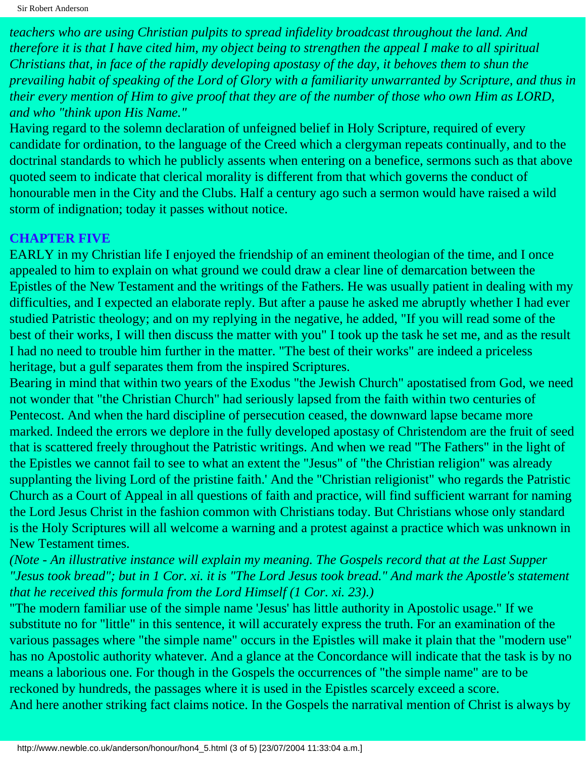*teachers who are using Christian pulpits to spread infidelity broadcast throughout the land. And therefore it is that I have cited him, my object being to strengthen the appeal I make to all spiritual Christians that, in face of the rapidly developing apostasy of the day, it behoves them to shun the prevailing habit of speaking of the Lord of Glory with a familiarity unwarranted by Scripture, and thus in their every mention of Him to give proof that they are of the number of those who own Him as LORD, and who "think upon His Name."*

Having regard to the solemn declaration of unfeigned belief in Holy Scripture, required of every candidate for ordination, to the language of the Creed which a clergyman repeats continually, and to the doctrinal standards to which he publicly assents when entering on a benefice, sermons such as that above quoted seem to indicate that clerical morality is different from that which governs the conduct of honourable men in the City and the Clubs. Half a century ago such a sermon would have raised a wild storm of indignation; today it passes without notice.

## CHAPTER FIVE

EARLY in my Christian life I enjoyed the friendship of an eminent theologian of the time, and I once appealed to him to explain on what ground we could draw a clear line of demarcation between the Epistles of the New Testament and the writings of the Fathers. He was usually patient in dealing with my difficulties, and I expected an elaborate reply. But after a pause he asked me abruptly whether I had ever studied Patristic theology; and on my replying in the negative, he added, "If you will read some of the best of their works, I will then discuss the matter with you" I took up the task he set me, and as the result I had no need to trouble him further in the matter. "The best of their works" are indeed a priceless heritage, but a gulf separates them from the inspired Scriptures.

Bearing in mind that within two years of the Exodus "the Jewish Church" apostatised from God, we need not wonder that "the Christian Church" had seriously lapsed from the faith within two centuries of Pentecost. And when the hard discipline of persecution ceased, the downward lapse became more marked. Indeed the errors we deplore in the fully developed apostasy of Christendom are the fruit of seed that is scattered freely throughout the Patristic writings. And when we read "The Fathers" in the light of the Epistles we cannot fail to see to what an extent the "Jesus" of "the Christian religion" was already supplanting the living Lord of the pristine faith.' And the "Christian religionist" who regards the Patristic Church as a Court of Appeal in all questions of faith and practice, will find sufficient warrant for naming the Lord Jesus Christ in the fashion common with Christians today. But Christians whose only standard is the Holy Scriptures will all welcome a warning and a protest against a practice which was unknown in New Testament times.

*(Note - An illustrative instance will explain my meaning. The Gospels record that at the Last Supper "Jesus took bread"; but in 1 Cor. xi. it is "The Lord Jesus took bread." And mark the Apostle's statement that he received this formula from the Lord Himself (1 Cor. xi. 23).)*

"The modern familiar use of the simple name 'Jesus' has little authority in Apostolic usage." If we substitute no for "little" in this sentence, it will accurately express the truth. For an examination of the various passages where "the simple name" occurs in the Epistles will make it plain that the "modern use" has no Apostolic authority whatever. And a glance at the Concordance will indicate that the task is by no means a laborious one. For though in the Gospels the occurrences of "the simple name" are to be reckoned by hundreds, the passages where it is used in the Epistles scarcely exceed a score.

And here another striking fact claims notice. In the Gospels the narratival mention of Christ is always by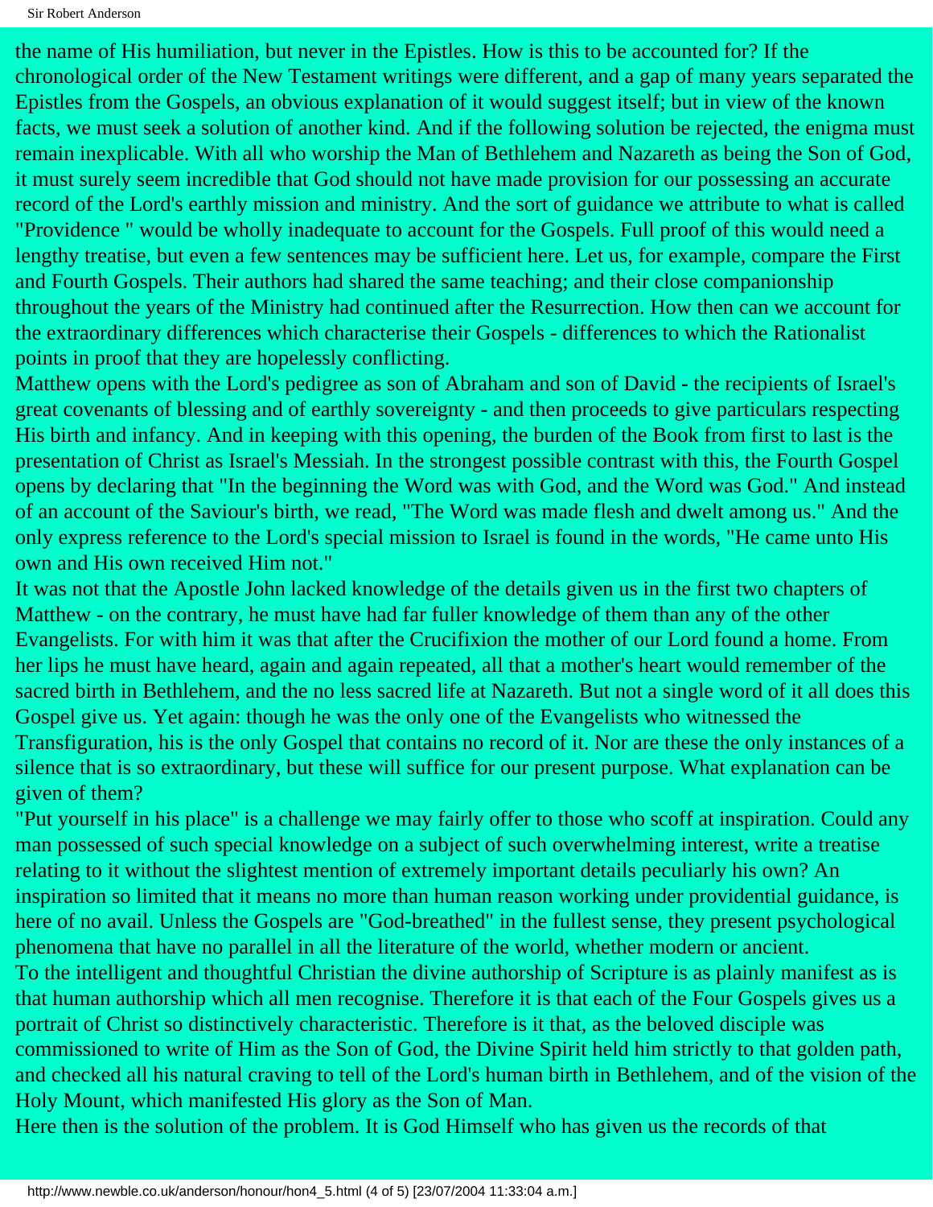the name of His humiliation, but never in the Epistles. How is this to be accounted for? If the chronological order of the New Testament writings were different, and a gap of many years separated the Epistles from the Gospels, an obvious explanation of it would suggest itself; but in view of the known facts, we must seek a solution of another kind. And if the following solution be rejected, the enigma must remain inexplicable. With all who worship the Man of Bethlehem and Nazareth as being the Son of God, it must surely seem incredible that God should not have made provision for our possessing an accurate record of the Lord's earthly mission and ministry. And the sort of guidance we attribute to what is called "Providence " would be wholly inadequate to account for the Gospels. Full proof of this would need a lengthy treatise, but even a few sentences may be sufficient here. Let us, for example, compare the First and Fourth Gospels. Their authors had shared the same teaching; and their close companionship throughout the years of the Ministry had continued after the Resurrection. How then can we account for the extraordinary differences which characterise their Gospels - differences to which the Rationalist points in proof that they are hopelessly conflicting.

Matthew opens with the Lord's pedigree as son of Abraham and son of David - the recipients of Israel's great covenants of blessing and of earthly sovereignty - and then proceeds to give particulars respecting His birth and infancy. And in keeping with this opening, the burden of the Book from first to last is the presentation of Christ as Israel's Messiah. In the strongest possible contrast with this, the Fourth Gospel opens by declaring that "In the beginning the Word was with God, and the Word was God." And instead of an account of the Saviour's birth, we read, "The Word was made flesh and dwelt among us." And the only express reference to the Lord's special mission to Israel is found in the words, "He came unto His own and His own received Him not."

It was not that the Apostle John lacked knowledge of the details given us in the first two chapters of Matthew - on the contrary, he must have had far fuller knowledge of them than any of the other Evangelists. For with him it was that after the Crucifixion the mother of our Lord found a home. From her lips he must have heard, again and again repeated, all that a mother's heart would remember of the sacred birth in Bethlehem, and the no less sacred life at Nazareth. But not a single word of it all does this Gospel give us. Yet again: though he was the only one of the Evangelists who witnessed the Transfiguration, his is the only Gospel that contains no record of it. Nor are these the only instances of a silence that is so extraordinary, but these will suffice for our present purpose. What explanation can be given of them?

"Put yourself in his place" is a challenge we may fairly offer to those who scoff at inspiration. Could any man possessed of such special knowledge on a subject of such overwhelming interest, write a treatise relating to it without the slightest mention of extremely important details peculiarly his own? An inspiration so limited that it means no more than human reason working under providential guidance, is here of no avail. Unless the Gospels are "God-breathed" in the fullest sense, they present psychological phenomena that have no parallel in all the literature of the world, whether modern or ancient.

To the intelligent and thoughtful Christian the divine authorship of Scripture is as plainly manifest as is that human authorship which all men recognise. Therefore it is that each of the Four Gospels gives us a portrait of Christ so distinctively characteristic. Therefore is it that, as the beloved disciple was commissioned to write of Him as the Son of God, the Divine Spirit held him strictly to that golden path, and checked all his natural craving to tell of the Lord's human birth in Bethlehem, and of the vision of the Holy Mount, which manifested His glory as the Son of Man.

Here then is the solution of the problem. It is God Himself who has given us the records of that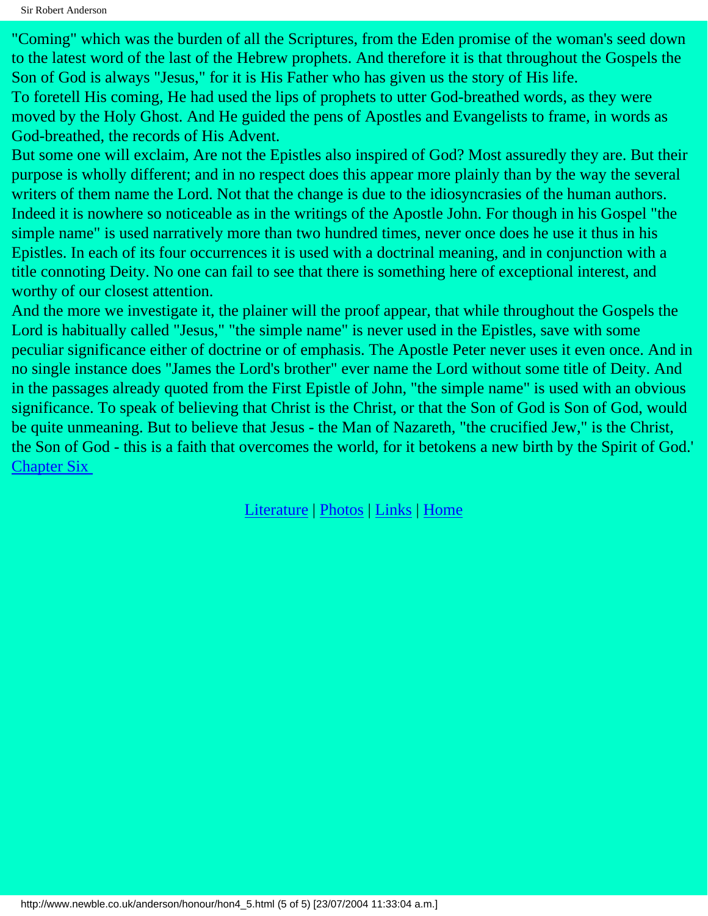"Coming" which was the burden of all the Scriptures, from the Eden promise of the woman's seed down to the latest word of the last of the Hebrew prophets. And therefore it is that throughout the Gospels the Son of God is always "Jesus," for it is His Father who has given us the story of His life.

To foretell His coming, He had used the lips of prophets to utter God-breathed words, as they were moved by the Holy Ghost. And He guided the pens of Apostles and Evangelists to frame, in words as God-breathed, the records of His Advent.

But some one will exclaim, Are not the Epistles also inspired of God? Most assuredly they are. But their purpose is wholly different; and in no respect does this appear more plainly than by the way the several writers of them name the Lord. Not that the change is due to the idiosyncrasies of the human authors. Indeed it is nowhere so noticeable as in the writings of the Apostle John. For though in his Gospel "the simple name" is used narratively more than two hundred times, never once does he use it thus in his Epistles. In each of its four occurrences it is used with a doctrinal meaning, and in conjunction with a title connoting Deity. No one can fail to see that there is something here of exceptional interest, and worthy of our closest attention.

And the more we investigate it, the plainer will the proof appear, that while throughout the Gospels the Lord is habitually called "Jesus," "the simple name" is never used in the Epistles, save with some peculiar significance either of doctrine or of emphasis. The Apostle Peter never uses it even once. And in no single instance does "James the Lord's brother" ever name the Lord without some title of Deity. And in the passages already quoted from the First Epistle of John, "the simple name" is used with an obvious significance. To speak of believing that Christ is the Christ, or that the Son of God is Son of God, would be quite unmeaning. But to believe that Jesus - the Man of Nazareth, "the crucified Jew," is the Christ, the Son of God - this is a faith that overcomes the world, for it betokens a new birth by the Spirit of God.'

Chapter Six

Literature | Photos | Links | Home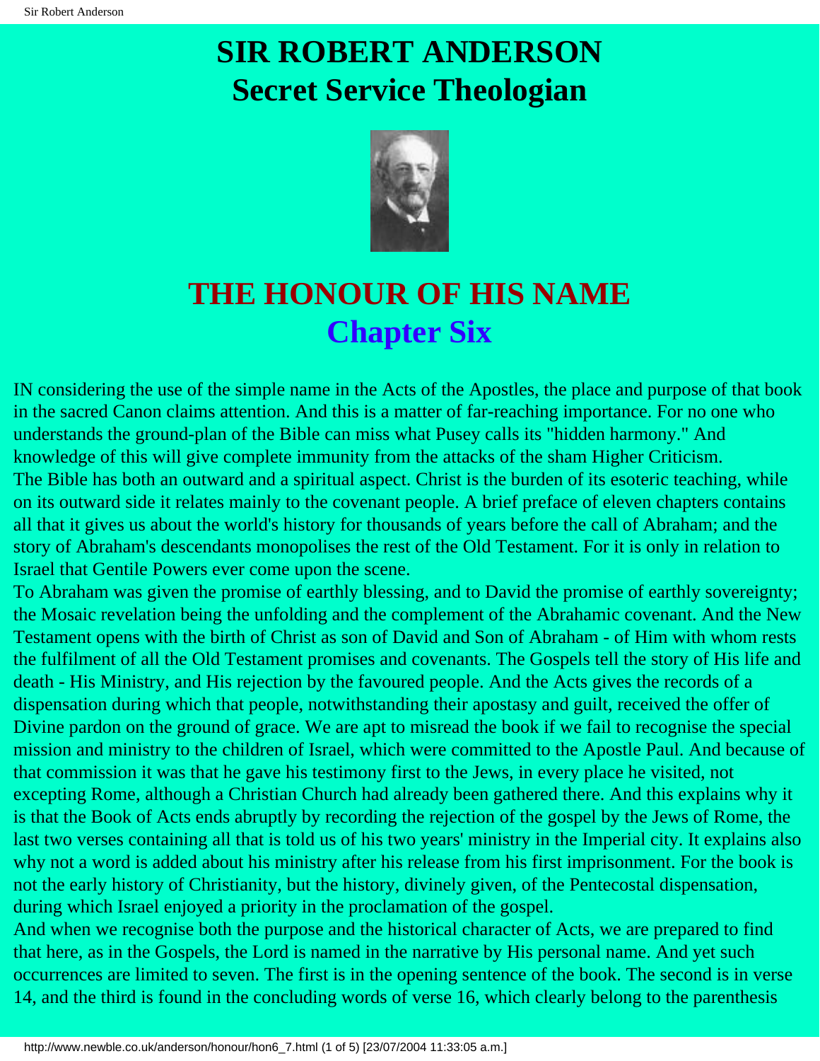# SIR ROBERT ANDERSON
# Secret Service Theologian

# THE HONOUR OF HIS NAME
## Chapter Six

IN considering the use of the simple name in the Acts of the Apostles, the place and purpose of that book in the sacred Canon claims attention. And this is a matter of far-reaching importance. For no one who understands the ground-plan of the Bible can miss what Pusey calls its "hidden harmony." And knowledge of this will give complete immunity from the attacks of the sham Higher Criticism.

The Bible has both an outward and a spiritual aspect. Christ is the burden of its esoteric teaching, while on its outward side it relates mainly to the covenant people. A brief preface of eleven chapters contains all that it gives us about the world's history for thousands of years before the call of Abraham; and the story of Abraham's descendants monopolises the rest of the Old Testament. For it is only in relation to Israel that Gentile Powers ever come upon the scene.

To Abraham was given the promise of earthly blessing, and to David the promise of earthly sovereignty; the Mosaic revelation being the unfolding and the complement of the Abrahamic covenant. And the New Testament opens with the birth of Christ as son of David and Son of Abraham - of Him with whom rests the fulfilment of all the Old Testament promises and covenants. The Gospels tell the story of His life and death - His Ministry, and His rejection by the favoured people. And the Acts gives the records of a dispensation during which that people, notwithstanding their apostasy and guilt, received the offer of Divine pardon on the ground of grace. We are apt to misread the book if we fail to recognise the special mission and ministry to the children of Israel, which were committed to the Apostle Paul. And because of that commission it was that he gave his testimony first to the Jews, in every place he visited, not excepting Rome, although a Christian Church had already been gathered there. And this explains why it is that the Book of Acts ends abruptly by recording the rejection of the gospel by the Jews of Rome, the last two verses containing all that is told us of his two years' ministry in the Imperial city. It explains also why not a word is added about his ministry after his release from his first imprisonment. For the book is not the early history of Christianity, but the history, divinely given, of the Pentecostal dispensation, during which Israel enjoyed a priority in the proclamation of the gospel.

And when we recognise both the purpose and the historical character of Acts, we are prepared to find that here, as in the Gospels, the Lord is named in the narrative by His personal name. And yet such occurrences are limited to seven. The first is in the opening sentence of the book. The second is in verse 14, and the third is found in the concluding words of verse 16, which clearly belong to the parenthesis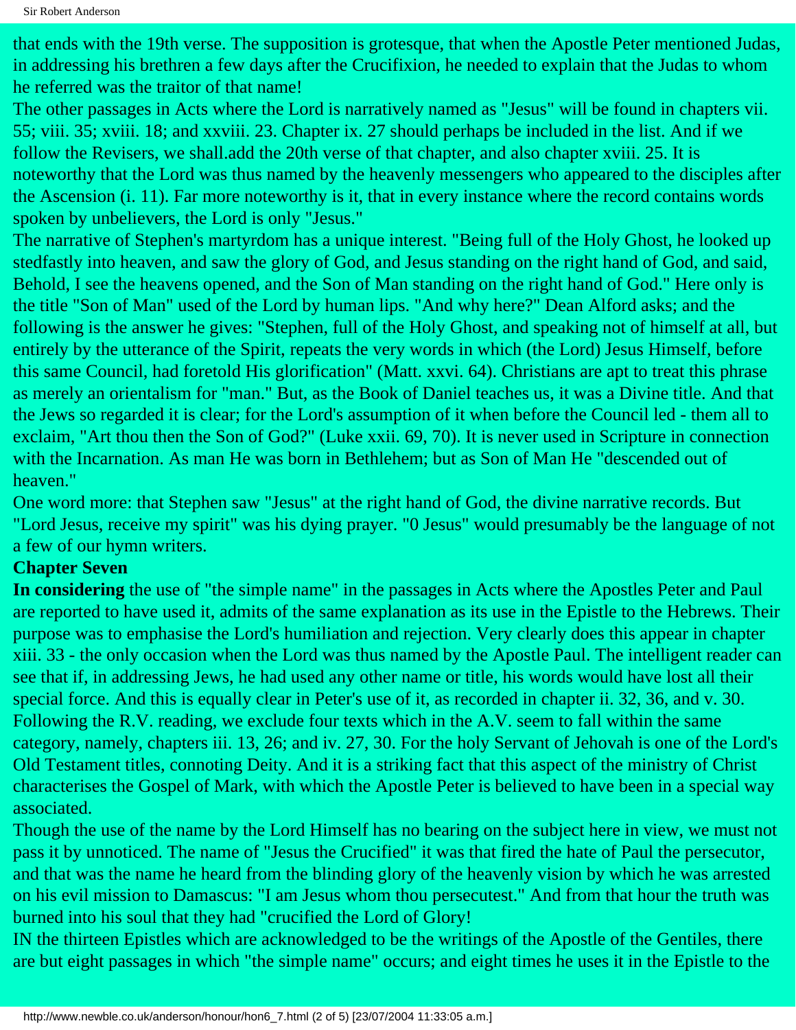that ends with the 19th verse. The supposition is grotesque, that when the Apostle Peter mentioned Judas, in addressing his brethren a few days after the Crucifixion, he needed to explain that the Judas to whom he referred was the traitor of that name!

The other passages in Acts where the Lord is narratively named as "Jesus" will be found in chapters vii. 55; viii. 35; xviii. 18; and xxviii. 23. Chapter ix. 27 should perhaps be included in the list. And if we follow the Revisers, we shall.add the 20th verse of that chapter, and also chapter xviii. 25. It is noteworthy that the Lord was thus named by the heavenly messengers who appeared to the disciples after the Ascension (i. 11). Far more noteworthy is it, that in every instance where the record contains words spoken by unbelievers, the Lord is only "Jesus."

The narrative of Stephen's martyrdom has a unique interest. "Being full of the Holy Ghost, he looked up stedfastly into heaven, and saw the glory of God, and Jesus standing on the right hand of God, and said, Behold, I see the heavens opened, and the Son of Man standing on the right hand of God." Here only is the title "Son of Man" used of the Lord by human lips. "And why here?" Dean Alford asks; and the following is the answer he gives: "Stephen, full of the Holy Ghost, and speaking not of himself at all, but entirely by the utterance of the Spirit, repeats the very words in which (the Lord) Jesus Himself, before this same Council, had foretold His glorification" (Matt. xxvi. 64). Christians are apt to treat this phrase as merely an orientalism for "man." But, as the Book of Daniel teaches us, it was a Divine title. And that the Jews so regarded it is clear; for the Lord's assumption of it when before the Council led - them all to exclaim, "Art thou then the Son of God?" (Luke xxii. 69, 70). It is never used in Scripture in connection with the Incarnation. As man He was born in Bethlehem; but as Son of Man He "descended out of heaven."

One word more: that Stephen saw "Jesus" at the right hand of God, the divine narrative records. But "Lord Jesus, receive my spirit" was his dying prayer. "0 Jesus" would presumably be the language of not a few of our hymn writers.

## Chapter Seven

**In considering** the use of "the simple name" in the passages in Acts where the Apostles Peter and Paul are reported to have used it, admits of the same explanation as its use in the Epistle to the Hebrews. Their purpose was to emphasise the Lord's humiliation and rejection. Very clearly does this appear in chapter xiii. 33 - the only occasion when the Lord was thus named by the Apostle Paul. The intelligent reader can see that if, in addressing Jews, he had used any other name or title, his words would have lost all their special force. And this is equally clear in Peter's use of it, as recorded in chapter ii. 32, 36, and v. 30. Following the R.V. reading, we exclude four texts which in the A.V. seem to fall within the same category, namely, chapters iii. 13, 26; and iv. 27, 30. For the holy Servant of Jehovah is one of the Lord's Old Testament titles, connoting Deity. And it is a striking fact that this aspect of the ministry of Christ characterises the Gospel of Mark, with which the Apostle Peter is believed to have been in a special way associated.

Though the use of the name by the Lord Himself has no bearing on the subject here in view, we must not pass it by unnoticed. The name of "Jesus the Crucified" it was that fired the hate of Paul the persecutor, and that was the name he heard from the blinding glory of the heavenly vision by which he was arrested on his evil mission to Damascus: "I am Jesus whom thou persecutest." And from that hour the truth was burned into his soul that they had "crucified the Lord of Glory!

IN the thirteen Epistles which are acknowledged to be the writings of the Apostle of the Gentiles, there are but eight passages in which "the simple name" occurs; and eight times he uses it in the Epistle to the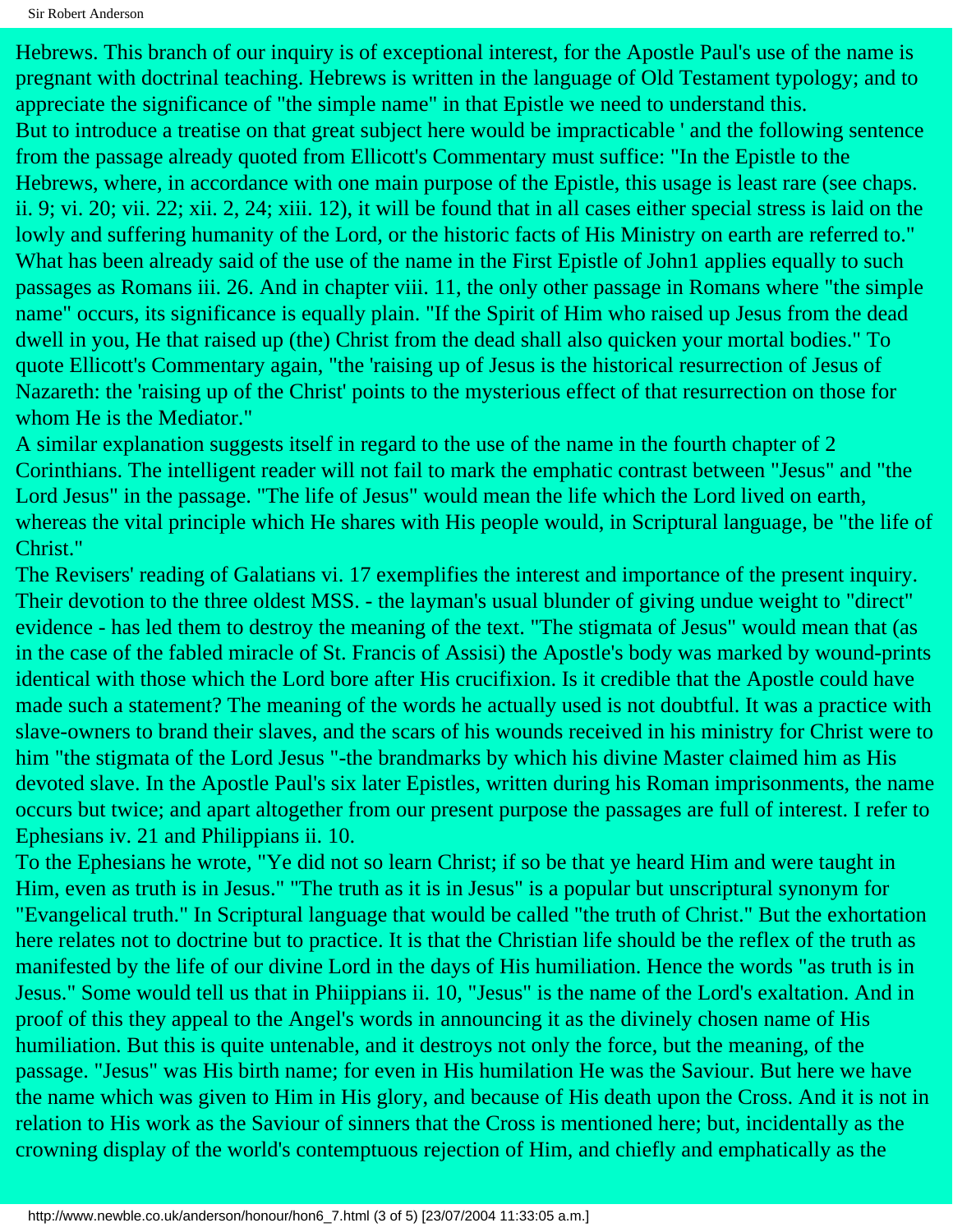Hebrews. This branch of our inquiry is of exceptional interest, for the Apostle Paul's use of the name is pregnant with doctrinal teaching. Hebrews is written in the language of Old Testament typology; and to appreciate the significance of "the simple name" in that Epistle we need to understand this.

But to introduce a treatise on that great subject here would be impracticable ' and the following sentence from the passage already quoted from Ellicott's Commentary must suffice: "In the Epistle to the Hebrews, where, in accordance with one main purpose of the Epistle, this usage is least rare (see chaps. ii. 9; vi. 20; vii. 22; xii. 2, 24; xiii. 12), it will be found that in all cases either special stress is laid on the lowly and suffering humanity of the Lord, or the historic facts of His Ministry on earth are referred to."

What has been already said of the use of the name in the First Epistle of John1 applies equally to such passages as Romans iii. 26. And in chapter viii. 11, the only other passage in Romans where "the simple name" occurs, its significance is equally plain. "If the Spirit of Him who raised up Jesus from the dead dwell in you, He that raised up (the) Christ from the dead shall also quicken your mortal bodies." To quote Ellicott's Commentary again, "the 'raising up of Jesus is the historical resurrection of Jesus of Nazareth: the 'raising up of the Christ' points to the mysterious effect of that resurrection on those for whom He is the Mediator."

A similar explanation suggests itself in regard to the use of the name in the fourth chapter of 2 Corinthians. The intelligent reader will not fail to mark the emphatic contrast between "Jesus" and "the Lord Jesus" in the passage. "The life of Jesus" would mean the life which the Lord lived on earth, whereas the vital principle which He shares with His people would, in Scriptural language, be "the life of Christ."

The Revisers' reading of Galatians vi. 17 exemplifies the interest and importance of the present inquiry. Their devotion to the three oldest MSS. - the layman's usual blunder of giving undue weight to "direct" evidence - has led them to destroy the meaning of the text. "The stigmata of Jesus" would mean that (as in the case of the fabled miracle of St. Francis of Assisi) the Apostle's body was marked by wound-prints identical with those which the Lord bore after His crucifixion. Is it credible that the Apostle could have made such a statement? The meaning of the words he actually used is not doubtful. It was a practice with slave-owners to brand their slaves, and the scars of his wounds received in his ministry for Christ were to him "the stigmata of the Lord Jesus "-the brandmarks by which his divine Master claimed him as His devoted slave. In the Apostle Paul's six later Epistles, written during his Roman imprisonments, the name occurs but twice; and apart altogether from our present purpose the passages are full of interest. I refer to Ephesians iv. 21 and Philippians ii. 10.

To the Ephesians he wrote, "Ye did not so learn Christ; if so be that ye heard Him and were taught in Him, even as truth is in Jesus." "The truth as it is in Jesus" is a popular but unscriptural synonym for "Evangelical truth." In Scriptural language that would be called "the truth of Christ." But the exhortation here relates not to doctrine but to practice. It is that the Christian life should be the reflex of the truth as manifested by the life of our divine Lord in the days of His humiliation. Hence the words "as truth is in Jesus." Some would tell us that in Phiippians ii. 10, "Jesus" is the name of the Lord's exaltation. And in proof of this they appeal to the Angel's words in announcing it as the divinely chosen name of His humiliation. But this is quite untenable, and it destroys not only the force, but the meaning, of the passage. "Jesus" was His birth name; for even in His humilation He was the Saviour. But here we have the name which was given to Him in His glory, and because of His death upon the Cross. And it is not in relation to His work as the Saviour of sinners that the Cross is mentioned here; but, incidentally as the crowning display of the world's contemptuous rejection of Him, and chiefly and emphatically as the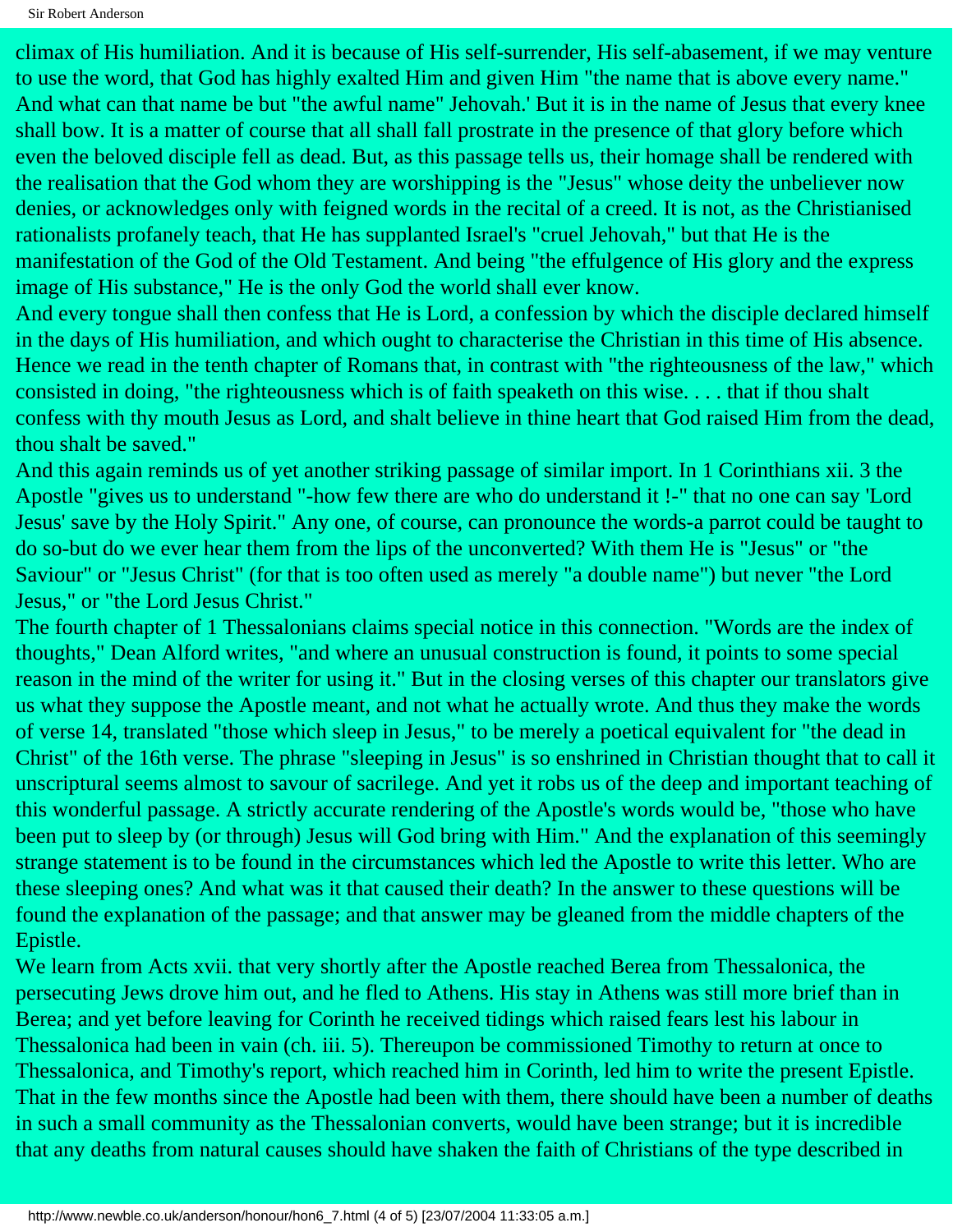climax of His humiliation. And it is because of His self-surrender, His self-abasement, if we may venture to use the word, that God has highly exalted Him and given Him "the name that is above every name." And what can that name be but "the awful name" Jehovah.' But it is in the name of Jesus that every knee shall bow. It is a matter of course that all shall fall prostrate in the presence of that glory before which even the beloved disciple fell as dead. But, as this passage tells us, their homage shall be rendered with the realisation that the God whom they are worshipping is the "Jesus" whose deity the unbeliever now denies, or acknowledges only with feigned words in the recital of a creed. It is not, as the Christianised rationalists profanely teach, that He has supplanted Israel's "cruel Jehovah," but that He is the manifestation of the God of the Old Testament. And being "the effulgence of His glory and the express image of His substance," He is the only God the world shall ever know.

And every tongue shall then confess that He is Lord, a confession by which the disciple declared himself in the days of His humiliation, and which ought to characterise the Christian in this time of His absence. Hence we read in the tenth chapter of Romans that, in contrast with "the righteousness of the law," which consisted in doing, "the righteousness which is of faith speaketh on this wise. . . . that if thou shalt confess with thy mouth Jesus as Lord, and shalt believe in thine heart that God raised Him from the dead, thou shalt be saved."

And this again reminds us of yet another striking passage of similar import. In 1 Corinthians xii. 3 the Apostle "gives us to understand "-how few there are who do understand it !-" that no one can say 'Lord Jesus' save by the Holy Spirit." Any one, of course, can pronounce the words-a parrot could be taught to do so-but do we ever hear them from the lips of the unconverted? With them He is "Jesus" or "the Saviour" or "Jesus Christ" (for that is too often used as merely "a double name") but never "the Lord Jesus," or "the Lord Jesus Christ."

The fourth chapter of 1 Thessalonians claims special notice in this connection. "Words are the index of thoughts," Dean Alford writes, "and where an unusual construction is found, it points to some special reason in the mind of the writer for using it." But in the closing verses of this chapter our translators give us what they suppose the Apostle meant, and not what he actually wrote. And thus they make the words of verse 14, translated "those which sleep in Jesus," to be merely a poetical equivalent for "the dead in Christ" of the 16th verse. The phrase "sleeping in Jesus" is so enshrined in Christian thought that to call it unscriptural seems almost to savour of sacrilege. And yet it robs us of the deep and important teaching of this wonderful passage. A strictly accurate rendering of the Apostle's words would be, "those who have been put to sleep by (or through) Jesus will God bring with Him." And the explanation of this seemingly strange statement is to be found in the circumstances which led the Apostle to write this letter. Who are these sleeping ones? And what was it that caused their death? In the answer to these questions will be found the explanation of the passage; and that answer may be gleaned from the middle chapters of the Epistle.

We learn from Acts xvii. that very shortly after the Apostle reached Berea from Thessalonica, the persecuting Jews drove him out, and he fled to Athens. His stay in Athens was still more brief than in Berea; and yet before leaving for Corinth he received tidings which raised fears lest his labour in Thessalonica had been in vain (ch. iii. 5). Thereupon be commissioned Timothy to return at once to Thessalonica, and Timothy's report, which reached him in Corinth, led him to write the present Epistle. That in the few months since the Apostle had been with them, there should have been a number of deaths in such a small community as the Thessalonian converts, would have been strange; but it is incredible that any deaths from natural causes should have shaken the faith of Christians of the type described in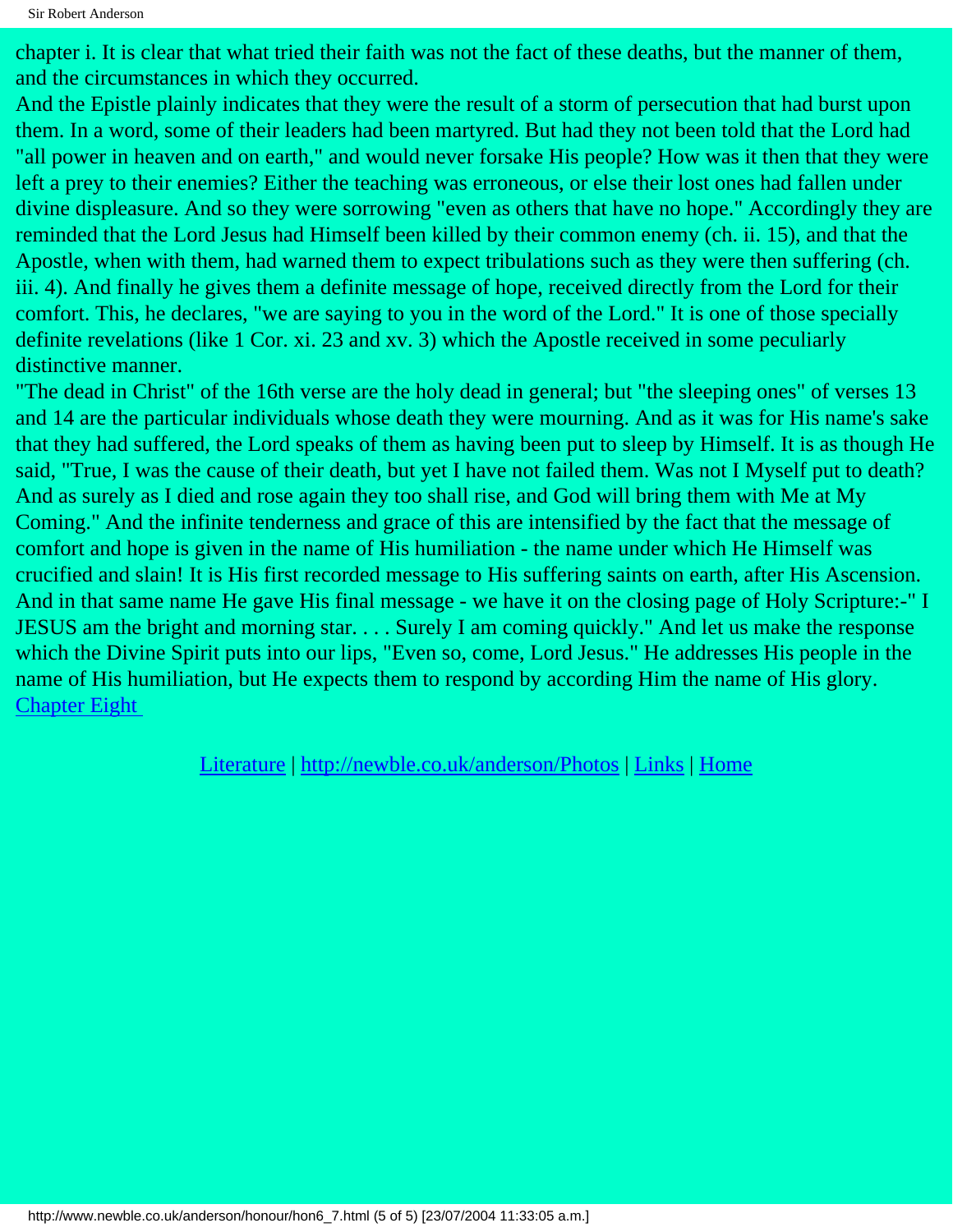chapter i. It is clear that what tried their faith was not the fact of these deaths, but the manner of them, and the circumstances in which they occurred.

And the Epistle plainly indicates that they were the result of a storm of persecution that had burst upon them. In a word, some of their leaders had been martyred. But had they not been told that the Lord had "all power in heaven and on earth," and would never forsake His people? How was it then that they were left a prey to their enemies? Either the teaching was erroneous, or else their lost ones had fallen under divine displeasure. And so they were sorrowing "even as others that have no hope." Accordingly they are reminded that the Lord Jesus had Himself been killed by their common enemy (ch. ii. 15), and that the Apostle, when with them, had warned them to expect tribulations such as they were then suffering (ch. iii. 4). And finally he gives them a definite message of hope, received directly from the Lord for their comfort. This, he declares, "we are saying to you in the word of the Lord." It is one of those specially definite revelations (like 1 Cor. xi. 23 and xv. 3) which the Apostle received in some peculiarly distinctive manner.

"The dead in Christ" of the 16th verse are the holy dead in general; but "the sleeping ones" of verses 13 and 14 are the particular individuals whose death they were mourning. And as it was for His name's sake that they had suffered, the Lord speaks of them as having been put to sleep by Himself. It is as though He said, "True, I was the cause of their death, but yet I have not failed them. Was not I Myself put to death? And as surely as I died and rose again they too shall rise, and God will bring them with Me at My Coming." And the infinite tenderness and grace of this are intensified by the fact that the message of comfort and hope is given in the name of His humiliation - the name under which He Himself was crucified and slain! It is His first recorded message to His suffering saints on earth, after His Ascension. And in that same name He gave His final message - we have it on the closing page of Holy Scripture:-" I JESUS am the bright and morning star. . . . Surely I am coming quickly." And let us make the response which the Divine Spirit puts into our lips, "Even so, come, Lord Jesus." He addresses His people in the name of His humiliation, but He expects them to respond by according Him the name of His glory.

Chapter Eight

Literature | http://newble.co.uk/anderson/Photos | Links | Home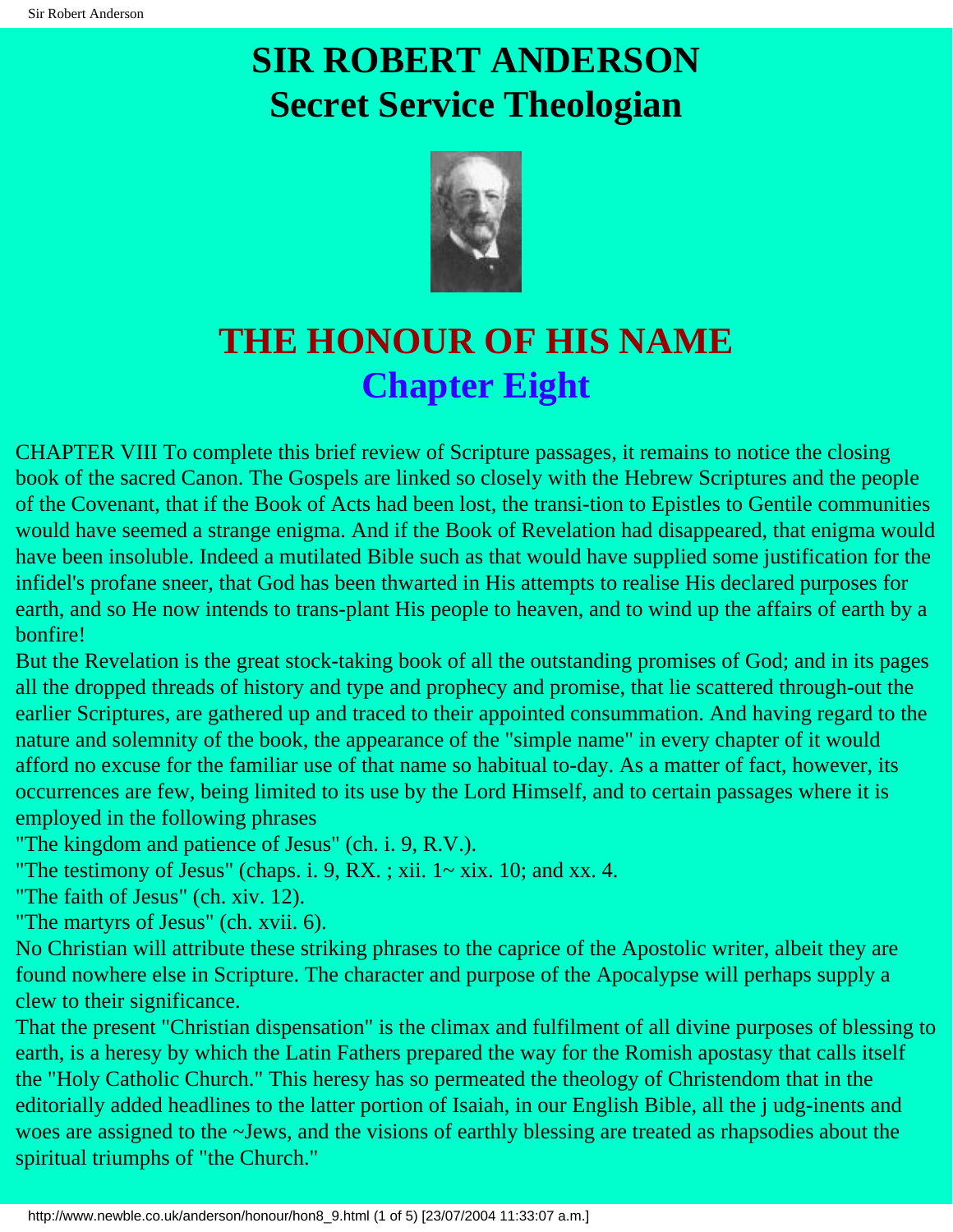# SIR ROBERT ANDERSON
# Secret Service Theologian

## THE HONOUR OF HIS NAME
## Chapter Eight

CHAPTER VIII To complete this brief review of Scripture passages, it remains to notice the closing book of the sacred Canon. The Gospels are linked so closely with the Hebrew Scriptures and the people of the Covenant, that if the Book of Acts had been lost, the transi-tion to Epistles to Gentile communities would have seemed a strange enigma. And if the Book of Revelation had disappeared, that enigma would have been insoluble. Indeed a mutilated Bible such as that would have supplied some justification for the infidel's profane sneer, that God has been thwarted in His attempts to realise His declared purposes for earth, and so He now intends to trans-plant His people to heaven, and to wind up the affairs of earth by a bonfire!

But the Revelation is the great stock-taking book of all the outstanding promises of God; and in its pages all the dropped threads of history and type and prophecy and promise, that lie scattered through-out the earlier Scriptures, are gathered up and traced to their appointed consummation. And having regard to the nature and solemnity of the book, the appearance of the "simple name" in every chapter of it would afford no excuse for the familiar use of that name so habitual to-day. As a matter of fact, however, its occurrences are few, being limited to its use by the Lord Himself, and to certain passages where it is employed in the following phrases

"The kingdom and patience of Jesus" (ch. i. 9, R.V.).

"The testimony of Jesus" (chaps. i. 9, RX. ; xii. 1~ xix. 10; and xx. 4.

"The faith of Jesus" (ch. xiv. 12).

"The martyrs of Jesus" (ch. xvii. 6).

No Christian will attribute these striking phrases to the caprice of the Apostolic writer, albeit they are found nowhere else in Scripture. The character and purpose of the Apocalypse will perhaps supply a clew to their significance.

That the present "Christian dispensation" is the climax and fulfilment of all divine purposes of blessing to earth, is a heresy by which the Latin Fathers prepared the way for the Romish apostasy that calls itself the "Holy Catholic Church." This heresy has so permeated the theology of Christendom that in the editorially added headlines to the latter portion of Isaiah, in our English Bible, all the j udg-inents and woes are assigned to the ~Jews, and the visions of earthly blessing are treated as rhapsodies about the spiritual triumphs of "the Church."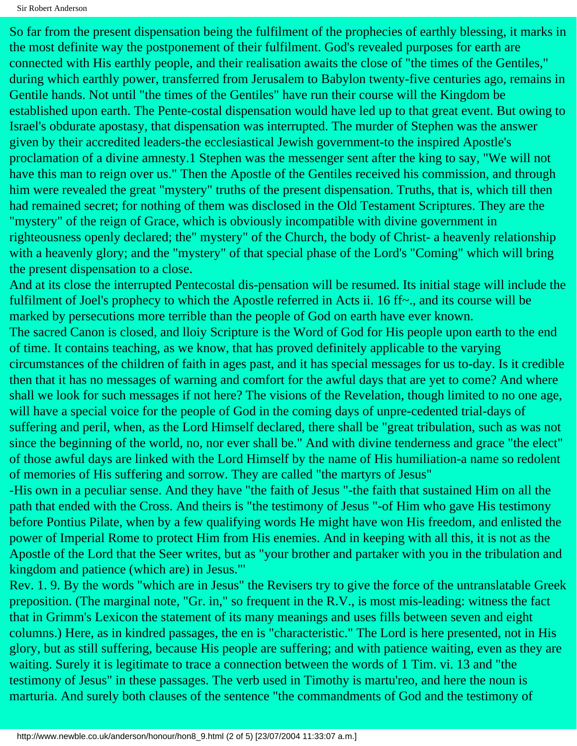So far from the present dispensation being the fulfilment of the prophecies of earthly blessing, it marks in the most definite way the postponement of their fulfilment. God's revealed purposes for earth are connected with His earthly people, and their realisation awaits the close of "the times of the Gentiles," during which earthly power, transferred from Jerusalem to Babylon twenty-five centuries ago, remains in Gentile hands. Not until "the times of the Gentiles" have run their course will the Kingdom be established upon earth. The Pente-costal dispensation would have led up to that great event. But owing to Israel's obdurate apostasy, that dispensation was interrupted. The murder of Stephen was the answer given by their accredited leaders-the ecclesiastical Jewish government-to the inspired Apostle's proclamation of a divine amnesty.1 Stephen was the messenger sent after the king to say, "We will not have this man to reign over us." Then the Apostle of the Gentiles received his commission, and through him were revealed the great "mystery" truths of the present dispensation. Truths, that is, which till then had remained secret; for nothing of them was disclosed in the Old Testament Scriptures. They are the "mystery" of the reign of Grace, which is obviously incompatible with divine government in righteousness openly declared; the" mystery" of the Church, the body of Christ- a heavenly relationship with a heavenly glory; and the "mystery" of that special phase of the Lord's "Coming" which will bring the present dispensation to a close.

And at its close the interrupted Pentecostal dis-pensation will be resumed. Its initial stage will include the fulfilment of Joel's prophecy to which the Apostle referred in Acts ii. 16 ff~., and its course will be marked by persecutions more terrible than the people of God on earth have ever known.

The sacred Canon is closed, and lloiy Scripture is the Word of God for His people upon earth to the end of time. It contains teaching, as we know, that has proved definitely applicable to the varying circumstances of the children of faith in ages past, and it has special messages for us to-day. Is it credible then that it has no messages of warning and comfort for the awful days that are yet to come? And where shall we look for such messages if not here? The visions of the Revelation, though limited to no one age, will have a special voice for the people of God in the coming days of unpre-cedented trial-days of suffering and peril, when, as the Lord Himself declared, there shall be "great tribulation, such as was not since the beginning of the world, no, nor ever shall be." And with divine tenderness and grace "the elect" of those awful days are linked with the Lord Himself by the name of His humiliation-a name so redolent of memories of His suffering and sorrow. They are called "the martyrs of Jesus"

-His own in a peculiar sense. And they have "the faith of Jesus "-the faith that sustained Him on all the path that ended with the Cross. And theirs is "the testimony of Jesus "-of Him who gave His testimony before Pontius Pilate, when by a few qualifying words He might have won His freedom, and enlisted the power of Imperial Rome to protect Him from His enemies. And in keeping with all this, it is not as the Apostle of the Lord that the Seer writes, but as "your brother and partaker with you in the tribulation and kingdom and patience (which are) in Jesus."'

Rev. 1. 9. By the words "which are in Jesus" the Revisers try to give the force of the untranslatable Greek preposition. (The marginal note, "Gr. in," so frequent in the R.V., is most mis-leading: witness the fact that in Grimm's Lexicon the statement of its many meanings and uses fills between seven and eight columns.) Here, as in kindred passages, the en is "characteristic." The Lord is here presented, not in His glory, but as still suffering, because His people are suffering; and with patience waiting, even as they are waiting. Surely it is legitimate to trace a connection between the words of 1 Tim. vi. 13 and "the testimony of Jesus" in these passages. The verb used in Timothy is martu'reo, and here the noun is marturia. And surely both clauses of the sentence "the commandments of God and the testimony of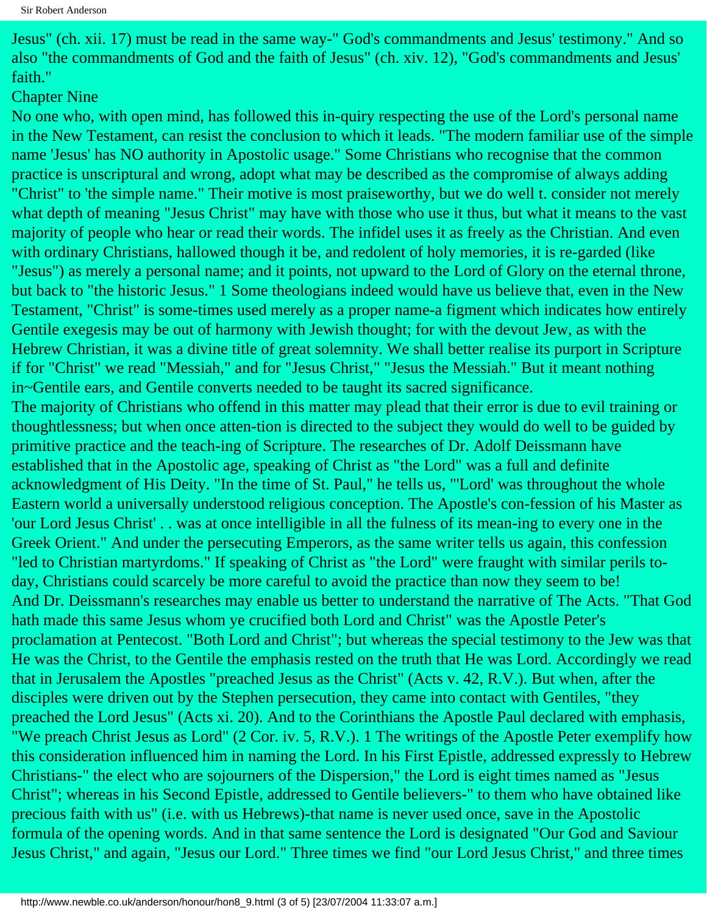Jesus" (ch. xii. 17) must be read in the same way-" God's commandments and Jesus' testimony." And so also "the commandments of God and the faith of Jesus" (ch. xiv. 12), "God's commandments and Jesus' faith."

## Chapter Nine

No one who, with open mind, has followed this in-quiry respecting the use of the Lord's personal name in the New Testament, can resist the conclusion to which it leads. "The modern familiar use of the simple name 'Jesus' has NO authority in Apostolic usage." Some Christians who recognise that the common practice is unscriptural and wrong, adopt what may be described as the compromise of always adding "Christ" to 'the simple name." Their motive is most praiseworthy, but we do well t. consider not merely what depth of meaning "Jesus Christ" may have with those who use it thus, but what it means to the vast majority of people who hear or read their words. The infidel uses it as freely as the Christian. And even with ordinary Christians, hallowed though it be, and redolent of holy memories, it is re-garded (like "Jesus") as merely a personal name; and it points, not upward to the Lord of Glory on the eternal throne, but back to "the historic Jesus." 1 Some theologians indeed would have us believe that, even in the New Testament, "Christ" is some-times used merely as a proper name-a figment which indicates how entirely Gentile exegesis may be out of harmony with Jewish thought; for with the devout Jew, as with the Hebrew Christian, it was a divine title of great solemnity. We shall better realise its purport in Scripture if for "Christ" we read "Messiah," and for "Jesus Christ," "Jesus the Messiah." But it meant nothing in~Gentile ears, and Gentile converts needed to be taught its sacred significance.

The majority of Christians who offend in this matter may plead that their error is due to evil training or thoughtlessness; but when once atten-tion is directed to the subject they would do well to be guided by primitive practice and the teach-ing of Scripture. The researches of Dr. Adolf Deissmann have established that in the Apostolic age, speaking of Christ as "the Lord" was a full and definite acknowledgment of His Deity. "In the time of St. Paul," he tells us, "'Lord' was throughout the whole Eastern world a universally understood religious conception. The Apostle's con-fession of his Master as 'our Lord Jesus Christ' . . was at once intelligible in all the fulness of its mean-ing to every one in the Greek Orient." And under the persecuting Emperors, as the same writer tells us again, this confession "led to Christian martyrdoms." If speaking of Christ as "the Lord" were fraught with similar perils to-day, Christians could scarcely be more careful to avoid the practice than now they seem to be!

And Dr. Deissmann's researches may enable us better to understand the narrative of The Acts. "That God hath made this same Jesus whom ye crucified both Lord and Christ" was the Apostle Peter's proclamation at Pentecost. "Both Lord and Christ"; but whereas the special testimony to the Jew was that He was the Christ, to the Gentile the emphasis rested on the truth that He was Lord. Accordingly we read that in Jerusalem the Apostles "preached Jesus as the Christ" (Acts v. 42, R.V.). But when, after the disciples were driven out by the Stephen persecution, they came into contact with Gentiles, "they preached the Lord Jesus" (Acts xi. 20). And to the Corinthians the Apostle Paul declared with emphasis, "We preach Christ Jesus as Lord" (2 Cor. iv. 5, R.V.). 1 The writings of the Apostle Peter exemplify how this consideration influenced him in naming the Lord. In his First Epistle, addressed expressly to Hebrew Christians-" the elect who are sojourners of the Dispersion," the Lord is eight times named as "Jesus Christ"; whereas in his Second Epistle, addressed to Gentile believers-" to them who have obtained like precious faith with us" (i.e. with us Hebrews)-that name is never used once, save in the Apostolic formula of the opening words. And in that same sentence the Lord is designated "Our God and Saviour Jesus Christ," and again, "Jesus our Lord." Three times we find "our Lord Jesus Christ," and three times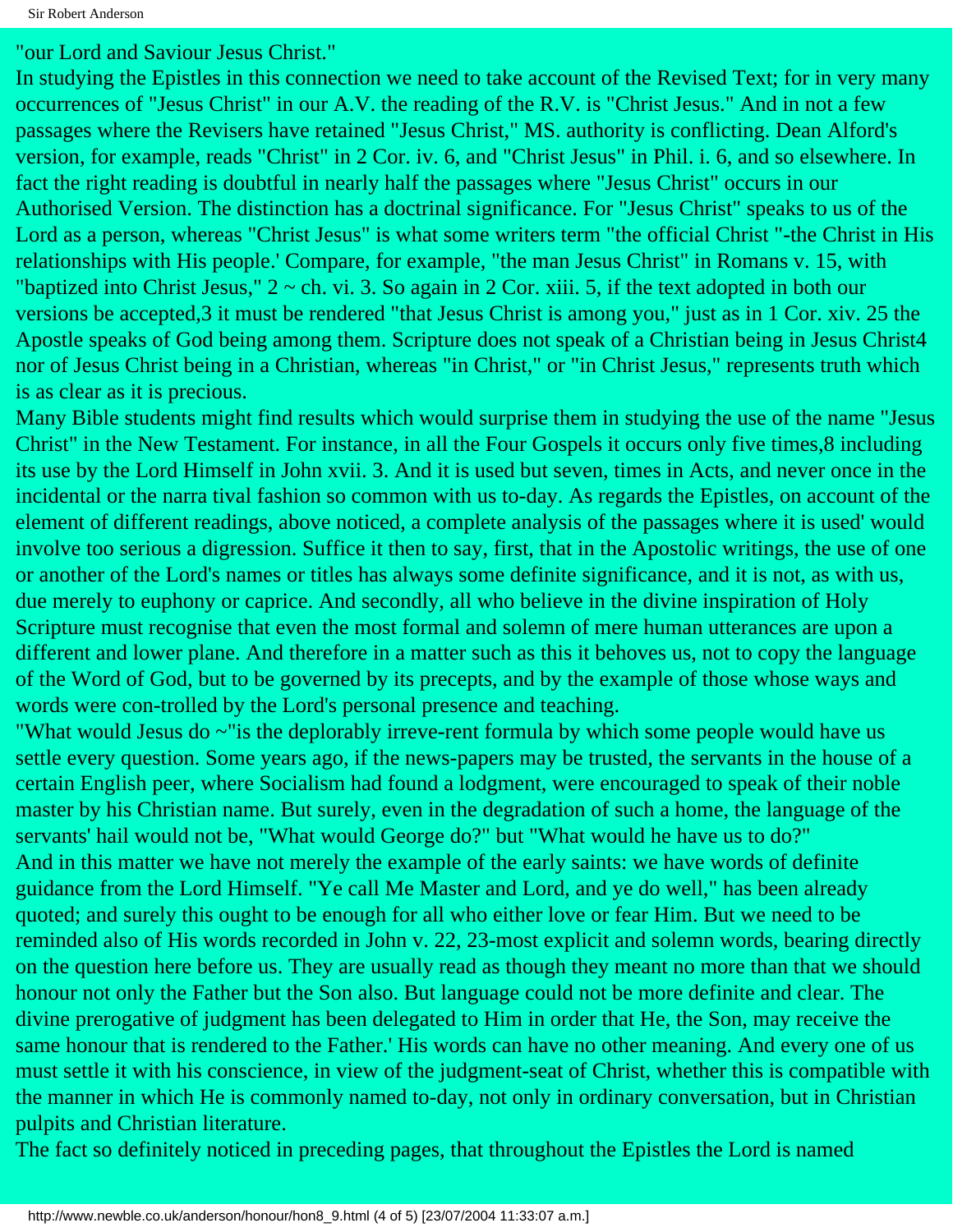"our Lord and Saviour Jesus Christ."

In studying the Epistles in this connection we need to take account of the Revised Text; for in very many occurrences of "Jesus Christ" in our A.V. the reading of the R.V. is "Christ Jesus." And in not a few passages where the Revisers have retained "Jesus Christ," MS. authority is conflicting. Dean Alford's version, for example, reads "Christ" in 2 Cor. iv. 6, and "Christ Jesus" in Phil. i. 6, and so elsewhere. In fact the right reading is doubtful in nearly half the passages where "Jesus Christ" occurs in our Authorised Version. The distinction has a doctrinal significance. For "Jesus Christ" speaks to us of the Lord as a person, whereas "Christ Jesus" is what some writers term "the official Christ "-the Christ in His relationships with His people.' Compare, for example, "the man Jesus Christ" in Romans v. 15, with "baptized into Christ Jesus," 2 ~ ch. vi. 3. So again in 2 Cor. xiii. 5, if the text adopted in both our versions be accepted,3 it must be rendered "that Jesus Christ is among you," just as in 1 Cor. xiv. 25 the Apostle speaks of God being among them. Scripture does not speak of a Christian being in Jesus Christ4 nor of Jesus Christ being in a Christian, whereas "in Christ," or "in Christ Jesus," represents truth which is as clear as it is precious.

Many Bible students might find results which would surprise them in studying the use of the name "Jesus Christ" in the New Testament. For instance, in all the Four Gospels it occurs only five times,8 including its use by the Lord Himself in John xvii. 3. And it is used but seven, times in Acts, and never once in the incidental or the narra tival fashion so common with us to-day. As regards the Epistles, on account of the element of different readings, above noticed, a complete analysis of the passages where it is used' would involve too serious a digression. Suffice it then to say, first, that in the Apostolic writings, the use of one or another of the Lord's names or titles has always some definite significance, and it is not, as with us, due merely to euphony or caprice. And secondly, all who believe in the divine inspiration of Holy Scripture must recognise that even the most formal and solemn of mere human utterances are upon a different and lower plane. And therefore in a matter such as this it behoves us, not to copy the language of the Word of God, but to be governed by its precepts, and by the example of those whose ways and words were con-trolled by the Lord's personal presence and teaching.

"What would Jesus do ~"is the deplorably irreve-rent formula by which some people would have us settle every question. Some years ago, if the news-papers may be trusted, the servants in the house of a certain English peer, where Socialism had found a lodgment, were encouraged to speak of their noble master by his Christian name. But surely, even in the degradation of such a home, the language of the servants' hail would not be, "What would George do?" but "What would he have us to do?"

And in this matter we have not merely the example of the early saints: we have words of definite guidance from the Lord Himself. "Ye call Me Master and Lord, and ye do well," has been already quoted; and surely this ought to be enough for all who either love or fear Him. But we need to be reminded also of His words recorded in John v. 22, 23-most explicit and solemn words, bearing directly on the question here before us. They are usually read as though they meant no more than that we should honour not only the Father but the Son also. But language could not be more definite and clear. The divine prerogative of judgment has been delegated to Him in order that He, the Son, may receive the same honour that is rendered to the Father.' His words can have no other meaning. And every one of us must settle it with his conscience, in view of the judgment-seat of Christ, whether this is compatible with the manner in which He is commonly named to-day, not only in ordinary conversation, but in Christian pulpits and Christian literature.

The fact so definitely noticed in preceding pages, that throughout the Epistles the Lord is named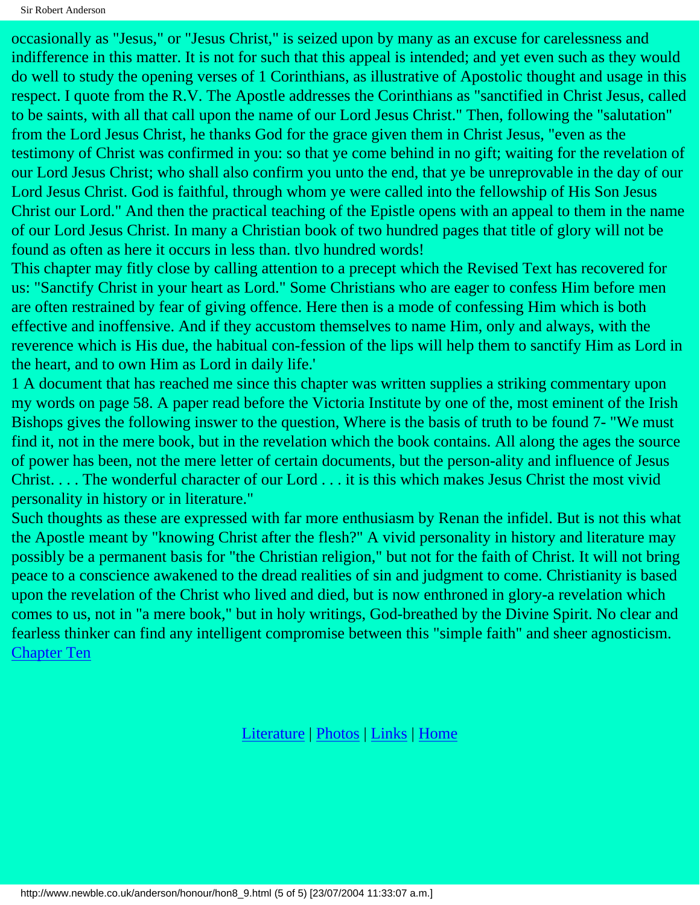occasionally as "Jesus," or "Jesus Christ," is seized upon by many as an excuse for carelessness and indifference in this matter. It is not for such that this appeal is intended; and yet even such as they would do well to study the opening verses of 1 Corinthians, as illustrative of Apostolic thought and usage in this respect. I quote from the R.V. The Apostle addresses the Corinthians as "sanctified in Christ Jesus, called to be saints, with all that call upon the name of our Lord Jesus Christ." Then, following the "salutation" from the Lord Jesus Christ, he thanks God for the grace given them in Christ Jesus, "even as the testimony of Christ was confirmed in you: so that ye come behind in no gift; waiting for the revelation of our Lord Jesus Christ; who shall also confirm you unto the end, that ye be unreprovable in the day of our Lord Jesus Christ. God is faithful, through whom ye were called into the fellowship of His Son Jesus Christ our Lord." And then the practical teaching of the Epistle opens with an appeal to them in the name of our Lord Jesus Christ. In many a Christian book of two hundred pages that title of glory will not be found as often as here it occurs in less than. tlvo hundred words!

This chapter may fitly close by calling attention to a precept which the Revised Text has recovered for us: "Sanctify Christ in your heart as Lord." Some Christians who are eager to confess Him before men are often restrained by fear of giving offence. Here then is a mode of confessing Him which is both effective and inoffensive. And if they accustom themselves to name Him, only and always, with the reverence which is His due, the habitual con-fession of the lips will help them to sanctify Him as Lord in the heart, and to own Him as Lord in daily life.'

1 A document that has reached me since this chapter was written supplies a striking commentary upon my words on page 58. A paper read before the Victoria Institute by one of the, most eminent of the Irish Bishops gives the following inswer to the question, Where is the basis of truth to be found 7- "We must find it, not in the mere book, but in the revelation which the book contains. All along the ages the source of power has been, not the mere letter of certain documents, but the person-ality and influence of Jesus Christ. . . . The wonderful character of our Lord . . . it is this which makes Jesus Christ the most vivid personality in history or in literature."

Such thoughts as these are expressed with far more enthusiasm by Renan the infidel. But is not this what the Apostle meant by "knowing Christ after the flesh?" A vivid personality in history and literature may possibly be a permanent basis for "the Christian religion," but not for the faith of Christ. It will not bring peace to a conscience awakened to the dread realities of sin and judgment to come. Christianity is based upon the revelation of the Christ who lived and died, but is now enthroned in glory-a revelation which comes to us, not in "a mere book," but in holy writings, God-breathed by the Divine Spirit. No clear and fearless thinker can find any intelligent compromise between this "simple faith" and sheer agnosticism.

Chapter Ten

Literature | Photos | Links | Home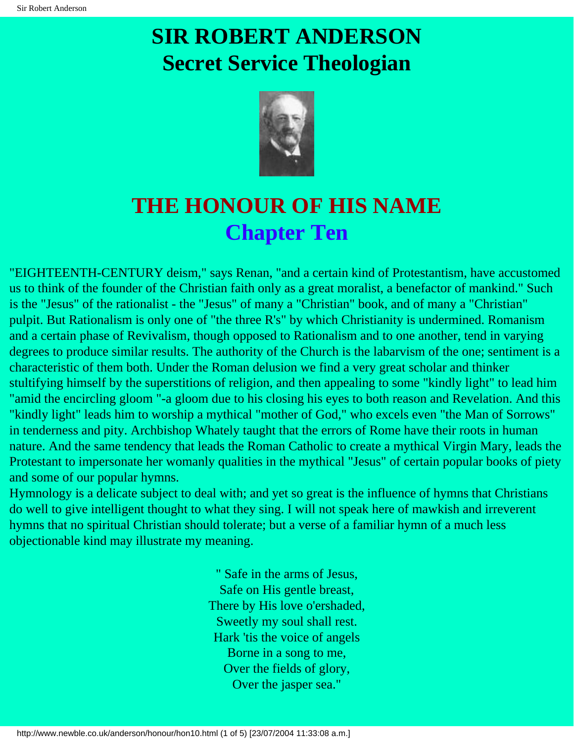# SIR ROBERT ANDERSON
# Secret Service Theologian

## THE HONOUR OF HIS NAME
## Chapter Ten

"EIGHTEENTH-CENTURY deism," says Renan, "and a certain kind of Protestantism, have accustomed us to think of the founder of the Christian faith only as a great moralist, a benefactor of mankind." Such is the "Jesus" of the rationalist - the "Jesus" of many a "Christian" book, and of many a "Christian" pulpit. But Rationalism is only one of "the three R's" by which Christianity is undermined. Romanism and a certain phase of Revivalism, though opposed to Rationalism and to one another, tend in varying degrees to produce similar results. The authority of the Church is the labarvism of the one; sentiment is a characteristic of them both. Under the Roman delusion we find a very great scholar and thinker stultifying himself by the superstitions of religion, and then appealing to some "kindly light" to lead him "amid the encircling gloom "-a gloom due to his closing his eyes to both reason and Revelation. And this "kindly light" leads him to worship a mythical "mother of God," who excels even "the Man of Sorrows" in tenderness and pity. Archbishop Whately taught that the errors of Rome have their roots in human nature. And the same tendency that leads the Roman Catholic to create a mythical Virgin Mary, leads the Protestant to impersonate her womanly qualities in the mythical "Jesus" of certain popular books of piety and some of our popular hymns.

Hymnology is a delicate subject to deal with; and yet so great is the influence of hymns that Christians do well to give intelligent thought to what they sing. I will not speak here of mawkish and irreverent hymns that no spiritual Christian should tolerate; but a verse of a familiar hymn of a much less objectionable kind may illustrate my meaning.

" Safe in the arms of Jesus,  
Safe on His gentle breast,  
There by His love o'ershaded,  
Sweetly my soul shall rest.  
Hark 'tis the voice of angels  
Borne in a song to me,  
Over the fields of glory,  
Over the jasper sea."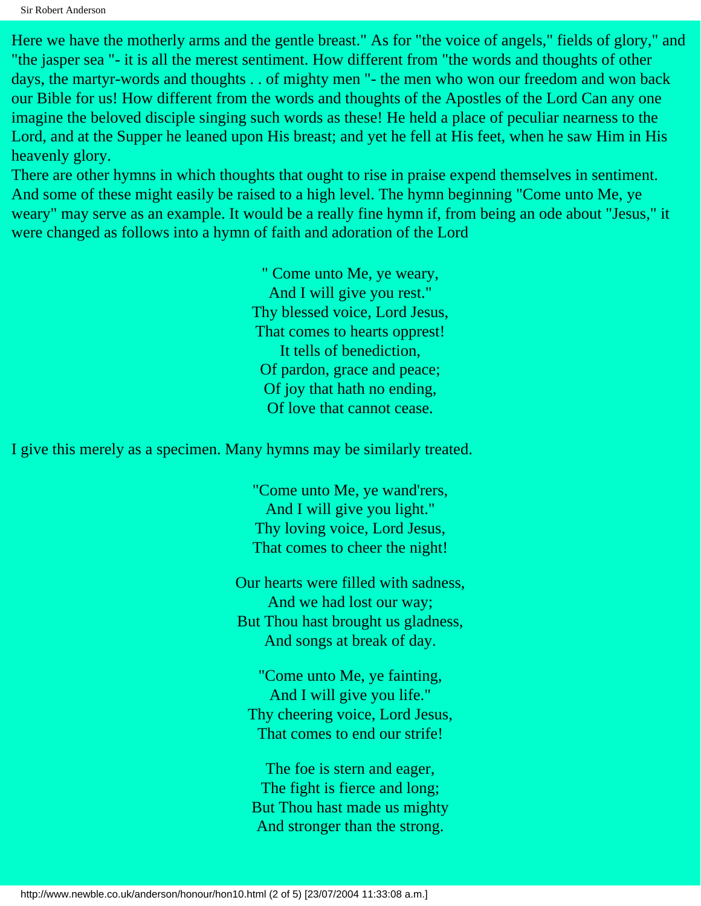Here we have the motherly arms and the gentle breast." As for "the voice of angels," fields of glory," and "the jasper sea "- it is all the merest sentiment. How different from "the words and thoughts of other days, the martyr-words and thoughts . . of mighty men "- the men who won our freedom and won back our Bible for us! How different from the words and thoughts of the Apostles of the Lord Can any one imagine the beloved disciple singing such words as these! He held a place of peculiar nearness to the Lord, and at the Supper he leaned upon His breast; and yet he fell at His feet, when he saw Him in His heavenly glory.

There are other hymns in which thoughts that ought to rise in praise expend themselves in sentiment. And some of these might easily be raised to a high level. The hymn beginning "Come unto Me, ye weary" may serve as an example. It would be a really fine hymn if, from being an ode about "Jesus," it were changed as follows into a hymn of faith and adoration of the Lord

" Come unto Me, ye weary,
And I will give you rest."
Thy blessed voice, Lord Jesus,
That comes to hearts opprest!
It tells of benediction,
Of pardon, grace and peace;
Of joy that hath no ending,
Of love that cannot cease.

I give this merely as a specimen. Many hymns may be similarly treated.

"Come unto Me, ye wand'rers,
And I will give you light."
Thy loving voice, Lord Jesus,
That comes to cheer the night!

Our hearts were filled with sadness,
And we had lost our way;
But Thou hast brought us gladness,
And songs at break of day.

"Come unto Me, ye fainting,
And I will give you life."
Thy cheering voice, Lord Jesus,
That comes to end our strife!

The foe is stern and eager,
The fight is fierce and long;
But Thou hast made us mighty
And stronger than the strong.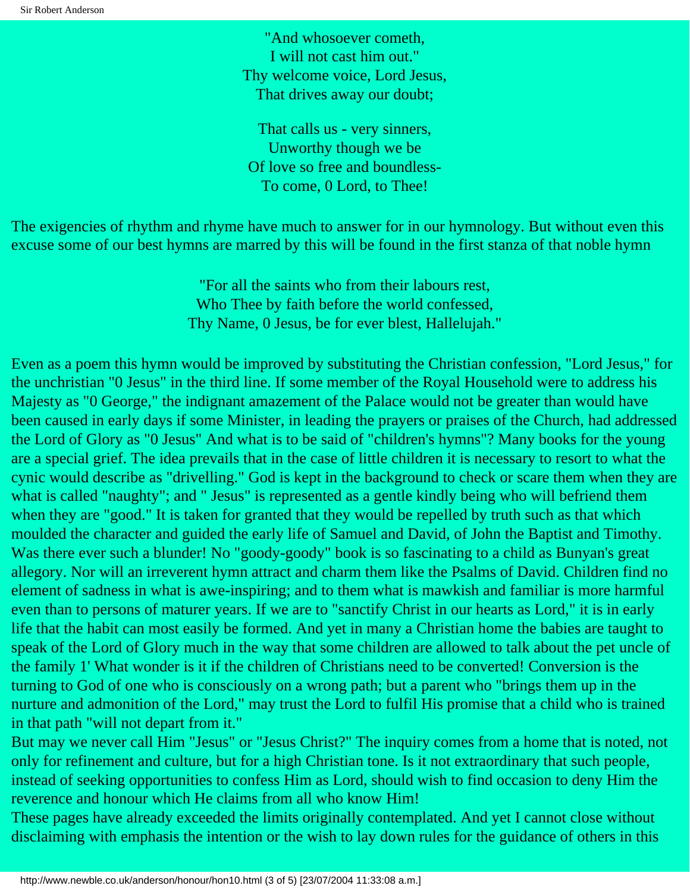"And whosoever cometh,  
I will not cast him out."  
Thy welcome voice, Lord Jesus,  
That drives away our doubt;

That calls us - very sinners,  
Unworthy though we be  
Of love so free and boundless-  
To come, 0 Lord, to Thee!

The exigencies of rhythm and rhyme have much to answer for in our hymnology. But without even this excuse some of our best hymns are marred by this will be found in the first stanza of that noble hymn

"For all the saints who from their labours rest,  
Who Thee by faith before the world confessed,  
Thy Name, 0 Jesus, be for ever blest, Hallelujah."

Even as a poem this hymn would be improved by substituting the Christian confession, "Lord Jesus," for the unchristian "0 Jesus" in the third line. If some member of the Royal Household were to address his Majesty as "0 George," the indignant amazement of the Palace would not be greater than would have been caused in early days if some Minister, in leading the prayers or praises of the Church, had addressed the Lord of Glory as "0 Jesus" And what is to be said of "children's hymns"? Many books for the young are a special grief. The idea prevails that in the case of little children it is necessary to resort to what the cynic would describe as "drivelling." God is kept in the background to check or scare them when they are what is called "naughty"; and " Jesus" is represented as a gentle kindly being who will befriend them when they are "good." It is taken for granted that they would be repelled by truth such as that which moulded the character and guided the early life of Samuel and David, of John the Baptist and Timothy. Was there ever such a blunder! No "goody-goody" book is so fascinating to a child as Bunyan's great allegory. Nor will an irreverent hymn attract and charm them like the Psalms of David. Children find no element of sadness in what is awe-inspiring; and to them what is mawkish and familiar is more harmful even than to persons of maturer years. If we are to "sanctify Christ in our hearts as Lord," it is in early life that the habit can most easily be formed. And yet in many a Christian home the babies are taught to speak of the Lord of Glory much in the way that some children are allowed to talk about the pet uncle of the family 1' What wonder is it if the children of Christians need to be converted! Conversion is the turning to God of one who is consciously on a wrong path; but a parent who "brings them up in the nurture and admonition of the Lord," may trust the Lord to fulfil His promise that a child who is trained in that path "will not depart from it."

But may we never call Him "Jesus" or "Jesus Christ?" The inquiry comes from a home that is noted, not only for refinement and culture, but for a high Christian tone. Is it not extraordinary that such people, instead of seeking opportunities to confess Him as Lord, should wish to find occasion to deny Him the reverence and honour which He claims from all who know Him!

These pages have already exceeded the limits originally contemplated. And yet I cannot close without disclaiming with emphasis the intention or the wish to lay down rules for the guidance of others in this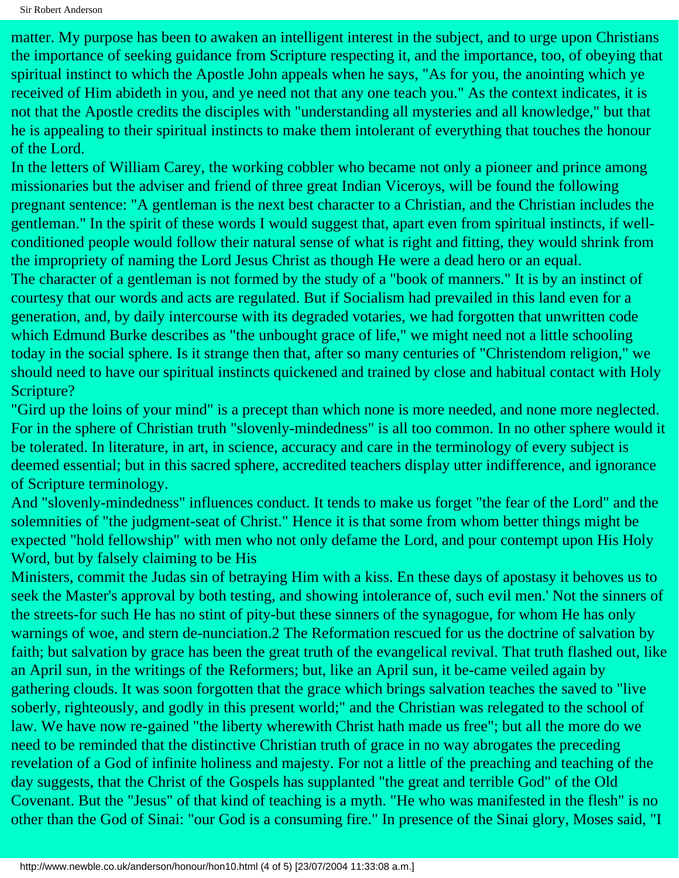matter. My purpose has been to awaken an intelligent interest in the subject, and to urge upon Christians the importance of seeking guidance from Scripture respecting it, and the importance, too, of obeying that spiritual instinct to which the Apostle John appeals when he says, "As for you, the anointing which ye received of Him abideth in you, and ye need not that any one teach you." As the context indicates, it is not that the Apostle credits the disciples with "understanding all mysteries and all knowledge," but that he is appealing to their spiritual instincts to make them intolerant of everything that touches the honour of the Lord.

In the letters of William Carey, the working cobbler who became not only a pioneer and prince among missionaries but the adviser and friend of three great Indian Viceroys, will be found the following pregnant sentence: "A gentleman is the next best character to a Christian, and the Christian includes the gentleman." In the spirit of these words I would suggest that, apart even from spiritual instincts, if well-conditioned people would follow their natural sense of what is right and fitting, they would shrink from the impropriety of naming the Lord Jesus Christ as though He were a dead hero or an equal.

The character of a gentleman is not formed by the study of a "book of manners." It is by an instinct of courtesy that our words and acts are regulated. But if Socialism had prevailed in this land even for a generation, and, by daily intercourse with its degraded votaries, we had forgotten that unwritten code which Edmund Burke describes as "the unbought grace of life," we might need not a little schooling today in the social sphere. Is it strange then that, after so many centuries of "Christendom religion," we should need to have our spiritual instincts quickened and trained by close and habitual contact with Holy Scripture?

"Gird up the loins of your mind" is a precept than which none is more needed, and none more neglected. For in the sphere of Christian truth "slovenly-mindedness" is all too common. In no other sphere would it be tolerated. In literature, in art, in science, accuracy and care in the terminology of every subject is deemed essential; but in this sacred sphere, accredited teachers display utter indifference, and ignorance of Scripture terminology.

And "slovenly-mindedness" influences conduct. It tends to make us forget "the fear of the Lord" and the solemnities of "the judgment-seat of Christ." Hence it is that some from whom better things might be expected "hold fellowship" with men who not only defame the Lord, and pour contempt upon His Holy Word, but by falsely claiming to be His Ministers, commit the Judas sin of betraying Him with a kiss. En these days of apostasy it behoves us to seek the Master's approval by both testing, and showing intolerance of, such evil men.' Not the sinners of the streets-for such He has no stint of pity-but these sinners of the synagogue, for whom He has only warnings of woe, and stern de-nunciation.2 The Reformation rescued for us the doctrine of salvation by faith; but salvation by grace has been the great truth of the evangelical revival. That truth flashed out, like an April sun, in the writings of the Reformers; but, like an April sun, it be-came veiled again by gathering clouds. It was soon forgotten that the grace which brings salvation teaches the saved to "live soberly, righteously, and godly in this present world;" and the Christian was relegated to the school of law. We have now re-gained "the liberty wherewith Christ hath made us free"; but all the more do we need to be reminded that the distinctive Christian truth of grace in no way abrogates the preceding revelation of a God of infinite holiness and majesty. For not a little of the preaching and teaching of the day suggests, that the Christ of the Gospels has supplanted "the great and terrible God" of the Old Covenant. But the "Jesus" of that kind of teaching is a myth. "He who was manifested in the flesh" is no other than the God of Sinai: "our God is a consuming fire." In presence of the Sinai glory, Moses said, "I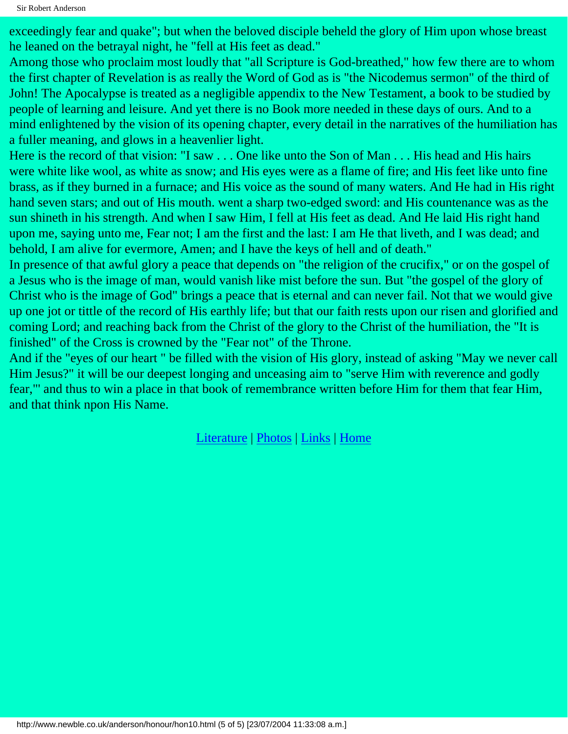exceedingly fear and quake"; but when the beloved disciple beheld the glory of Him upon whose breast he leaned on the betrayal night, he "fell at His feet as dead."

Among those who proclaim most loudly that "all Scripture is God-breathed," how few there are to whom the first chapter of Revelation is as really the Word of God as is "the Nicodemus sermon" of the third of John! The Apocalypse is treated as a negligible appendix to the New Testament, a book to be studied by people of learning and leisure. And yet there is no Book more needed in these days of ours. And to a mind enlightened by the vision of its opening chapter, every detail in the narratives of the humiliation has a fuller meaning, and glows in a heavenlier light.

Here is the record of that vision: "I saw . . . One like unto the Son of Man . . . His head and His hairs were white like wool, as white as snow; and His eyes were as a flame of fire; and His feet like unto fine brass, as if they burned in a furnace; and His voice as the sound of many waters. And He had in His right hand seven stars; and out of His mouth. went a sharp two-edged sword: and His countenance was as the sun shineth in his strength. And when I saw Him, I fell at His feet as dead. And He laid His right hand upon me, saying unto me, Fear not; I am the first and the last: I am He that liveth, and I was dead; and behold, I am alive for evermore, Amen; and I have the keys of hell and of death."

In presence of that awful glory a peace that depends on "the religion of the crucifix," or on the gospel of a Jesus who is the image of man, would vanish like mist before the sun. But "the gospel of the glory of Christ who is the image of God" brings a peace that is eternal and can never fail. Not that we would give up one jot or tittle of the record of His earthly life; but that our faith rests upon our risen and glorified and coming Lord; and reaching back from the Christ of the glory to the Christ of the humiliation, the "It is finished" of the Cross is crowned by the "Fear not" of the Throne.

And if the "eyes of our heart " be filled with the vision of His glory, instead of asking "May we never call Him Jesus?" it will be our deepest longing and unceasing aim to "serve Him with reverence and godly fear,"' and thus to win a place in that book of remembrance written before Him for them that fear Him, and that think npon His Name.

Literature | Photos | Links | Home